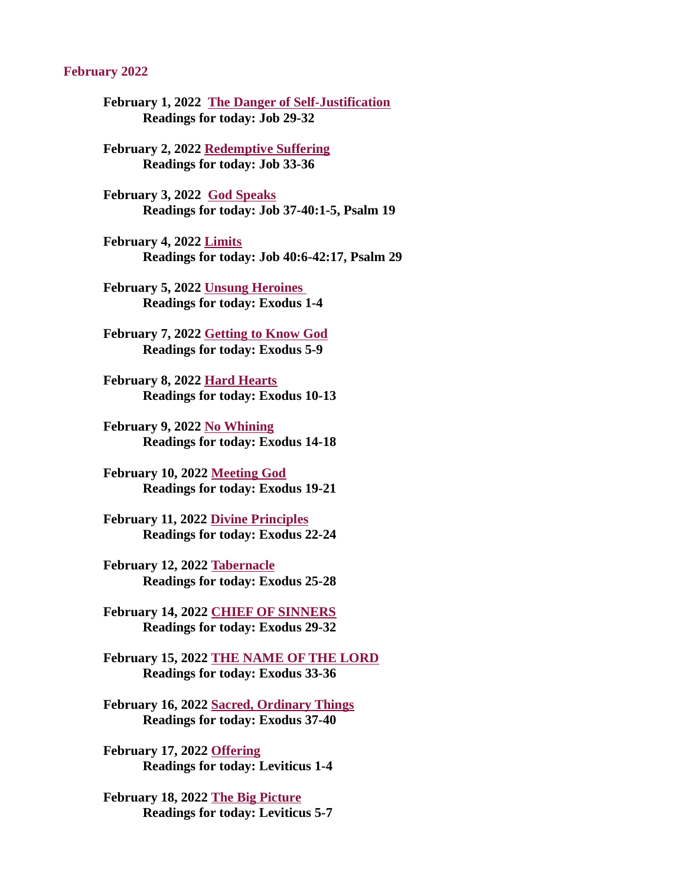## February 2022

**February 1, 2022 The Danger of Self-Justification**
**Readings for today: Job 29-32**

**February 2, 2022 Redemptive Suffering**
**Readings for today: Job 33-36**

**February 3, 2022 God Speaks**
**Readings for today: Job 37-40:1-5, Psalm 19**

**February 4, 2022 Limits**
**Readings for today: Job 40:6-42:17, Psalm 29**

**February 5, 2022 Unsung Heroines**
**Readings for today: Exodus 1-4**

**February 7, 2022 Getting to Know God**
**Readings for today: Exodus 5-9**

**February 8, 2022 Hard Hearts**
**Readings for today: Exodus 10-13**

**February 9, 2022 No Whining**
**Readings for today: Exodus 14-18**

**February 10, 2022 Meeting God**
**Readings for today: Exodus 19-21**

**February 11, 2022 Divine Principles**
**Readings for today: Exodus 22-24**

**February 12, 2022 Tabernacle**
**Readings for today: Exodus 25-28**

**February 14, 2022 CHIEF OF SINNERS**
**Readings for today: Exodus 29-32**

**February 15, 2022 THE NAME OF THE LORD**
**Readings for today: Exodus 33-36**

**February 16, 2022 Sacred, Ordinary Things**
**Readings for today: Exodus 37-40**

**February 17, 2022 Offering**
**Readings for today: Leviticus 1-4**

**February 18, 2022 The Big Picture**
**Readings for today: Leviticus 5-7**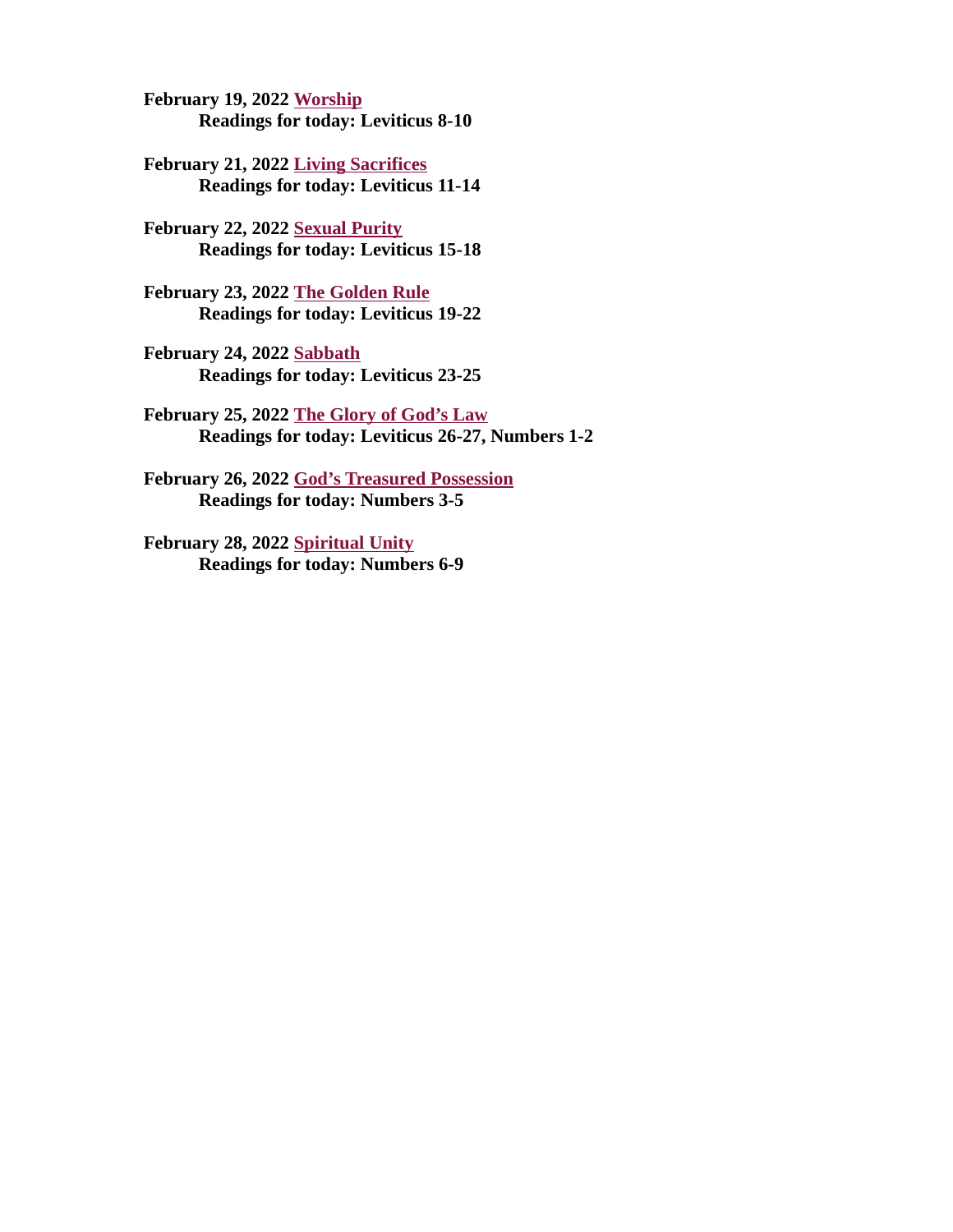**February 19, 2022 Worship**
**Readings for today: Leviticus 8-10**

**February 21, 2022 Living Sacrifices**
**Readings for today: Leviticus 11-14**

**February 22, 2022 Sexual Purity**
**Readings for today: Leviticus 15-18**

**February 23, 2022 The Golden Rule**
**Readings for today: Leviticus 19-22**

**February 24, 2022 Sabbath**
**Readings for today: Leviticus 23-25**

**February 25, 2022 The Glory of God's Law**
**Readings for today: Leviticus 26-27, Numbers 1-2**

**February 26, 2022 God's Treasured Possession**
**Readings for today: Numbers 3-5**

**February 28, 2022 Spiritual Unity**
**Readings for today: Numbers 6-9**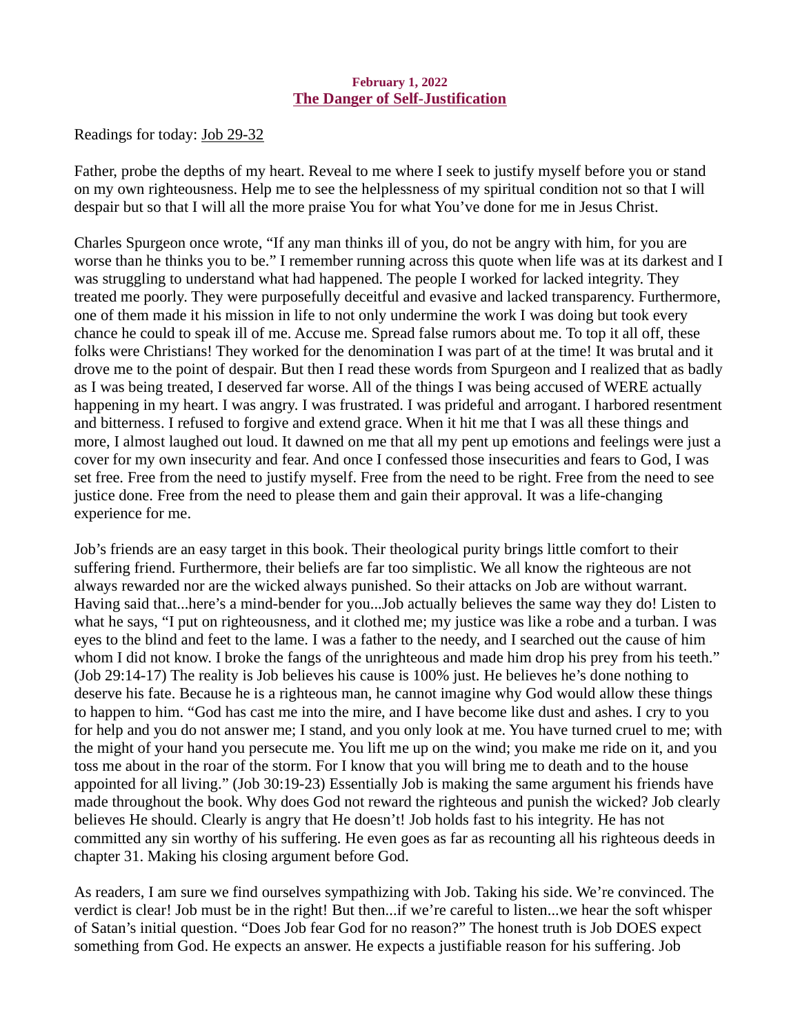**February 1, 2022**

## The Danger of Self-Justification

Readings for today: Job 29-32

Father, probe the depths of my heart. Reveal to me where I seek to justify myself before you or stand on my own righteousness. Help me to see the helplessness of my spiritual condition not so that I will despair but so that I will all the more praise You for what You've done for me in Jesus Christ.

Charles Spurgeon once wrote, "If any man thinks ill of you, do not be angry with him, for you are worse than he thinks you to be." I remember running across this quote when life was at its darkest and I was struggling to understand what had happened. The people I worked for lacked integrity. They treated me poorly. They were purposefully deceitful and evasive and lacked transparency. Furthermore, one of them made it his mission in life to not only undermine the work I was doing but took every chance he could to speak ill of me. Accuse me. Spread false rumors about me. To top it all off, these folks were Christians! They worked for the denomination I was part of at the time! It was brutal and it drove me to the point of despair. But then I read these words from Spurgeon and I realized that as badly as I was being treated, I deserved far worse. All of the things I was being accused of WERE actually happening in my heart. I was angry. I was frustrated. I was prideful and arrogant. I harbored resentment and bitterness. I refused to forgive and extend grace. When it hit me that I was all these things and more, I almost laughed out loud. It dawned on me that all my pent up emotions and feelings were just a cover for my own insecurity and fear. And once I confessed those insecurities and fears to God, I was set free. Free from the need to justify myself. Free from the need to be right. Free from the need to see justice done. Free from the need to please them and gain their approval. It was a life-changing experience for me.

Job's friends are an easy target in this book. Their theological purity brings little comfort to their suffering friend. Furthermore, their beliefs are far too simplistic. We all know the righteous are not always rewarded nor are the wicked always punished. So their attacks on Job are without warrant. Having said that...here's a mind-bender for you...Job actually believes the same way they do! Listen to what he says, "I put on righteousness, and it clothed me; my justice was like a robe and a turban. I was eyes to the blind and feet to the lame. I was a father to the needy, and I searched out the cause of him whom I did not know. I broke the fangs of the unrighteous and made him drop his prey from his teeth." (Job 29:14-17) The reality is Job believes his cause is 100% just. He believes he's done nothing to deserve his fate. Because he is a righteous man, he cannot imagine why God would allow these things to happen to him. "God has cast me into the mire, and I have become like dust and ashes. I cry to you for help and you do not answer me; I stand, and you only look at me. You have turned cruel to me; with the might of your hand you persecute me. You lift me up on the wind; you make me ride on it, and you toss me about in the roar of the storm. For I know that you will bring me to death and to the house appointed for all living." (Job 30:19-23) Essentially Job is making the same argument his friends have made throughout the book. Why does God not reward the righteous and punish the wicked? Job clearly believes He should. Clearly is angry that He doesn't! Job holds fast to his integrity. He has not committed any sin worthy of his suffering. He even goes as far as recounting all his righteous deeds in chapter 31. Making his closing argument before God.

As readers, I am sure we find ourselves sympathizing with Job. Taking his side. We're convinced. The verdict is clear! Job must be in the right! But then...if we're careful to listen...we hear the soft whisper of Satan's initial question. "Does Job fear God for no reason?" The honest truth is Job DOES expect something from God. He expects an answer. He expects a justifiable reason for his suffering. Job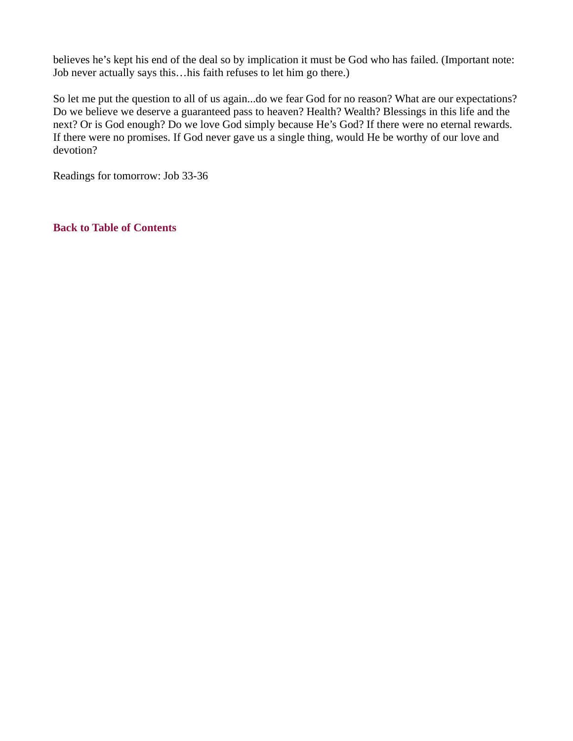believes he's kept his end of the deal so by implication it must be God who has failed. (Important note: Job never actually says this…his faith refuses to let him go there.)

So let me put the question to all of us again...do we fear God for no reason? What are our expectations? Do we believe we deserve a guaranteed pass to heaven? Health? Wealth? Blessings in this life and the next? Or is God enough? Do we love God simply because He's God? If there were no eternal rewards. If there were no promises. If God never gave us a single thing, would He be worthy of our love and devotion?

Readings for tomorrow: Job 33-36

**Back to Table of Contents**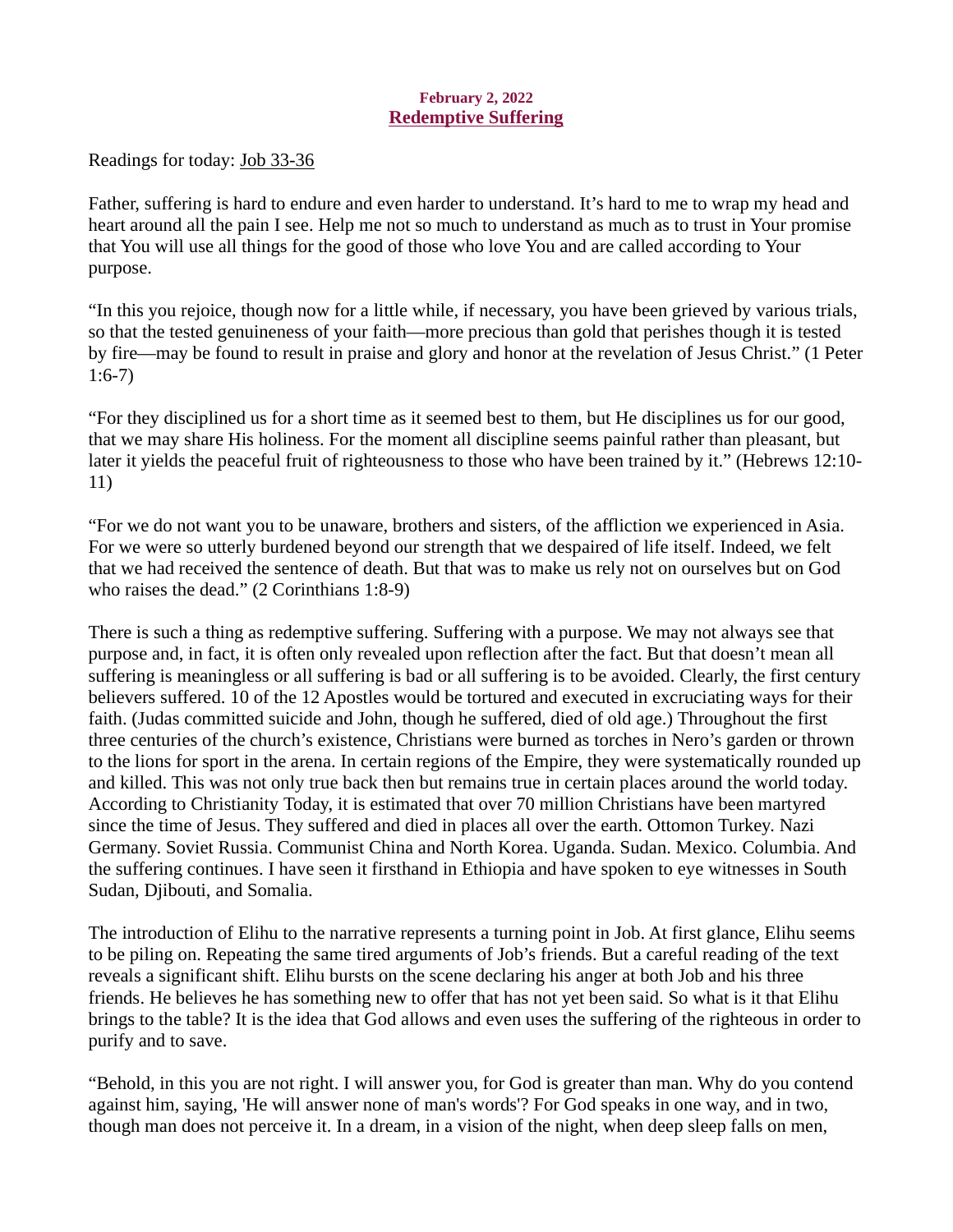**February 2, 2022**

## Redemptive Suffering

Readings for today: Job 33-36

Father, suffering is hard to endure and even harder to understand. It's hard to me to wrap my head and heart around all the pain I see. Help me not so much to understand as much as to trust in Your promise that You will use all things for the good of those who love You and are called according to Your purpose.

"In this you rejoice, though now for a little while, if necessary, you have been grieved by various trials, so that the tested genuineness of your faith—more precious than gold that perishes though it is tested by fire—may be found to result in praise and glory and honor at the revelation of Jesus Christ." (1 Peter 1:6-7)

"For they disciplined us for a short time as it seemed best to them, but He disciplines us for our good, that we may share His holiness. For the moment all discipline seems painful rather than pleasant, but later it yields the peaceful fruit of righteousness to those who have been trained by it." (Hebrews 12:10-11)

"For we do not want you to be unaware, brothers and sisters, of the affliction we experienced in Asia. For we were so utterly burdened beyond our strength that we despaired of life itself. Indeed, we felt that we had received the sentence of death. But that was to make us rely not on ourselves but on God who raises the dead." (2 Corinthians 1:8-9)

There is such a thing as redemptive suffering. Suffering with a purpose. We may not always see that purpose and, in fact, it is often only revealed upon reflection after the fact. But that doesn't mean all suffering is meaningless or all suffering is bad or all suffering is to be avoided. Clearly, the first century believers suffered. 10 of the 12 Apostles would be tortured and executed in excruciating ways for their faith. (Judas committed suicide and John, though he suffered, died of old age.) Throughout the first three centuries of the church's existence, Christians were burned as torches in Nero's garden or thrown to the lions for sport in the arena. In certain regions of the Empire, they were systematically rounded up and killed. This was not only true back then but remains true in certain places around the world today. According to Christianity Today, it is estimated that over 70 million Christians have been martyred since the time of Jesus. They suffered and died in places all over the earth. Ottomon Turkey. Nazi Germany. Soviet Russia. Communist China and North Korea. Uganda. Sudan. Mexico. Columbia. And the suffering continues. I have seen it firsthand in Ethiopia and have spoken to eye witnesses in South Sudan, Djibouti, and Somalia.

The introduction of Elihu to the narrative represents a turning point in Job. At first glance, Elihu seems to be piling on. Repeating the same tired arguments of Job's friends. But a careful reading of the text reveals a significant shift. Elihu bursts on the scene declaring his anger at both Job and his three friends. He believes he has something new to offer that has not yet been said. So what is it that Elihu brings to the table? It is the idea that God allows and even uses the suffering of the righteous in order to purify and to save.

"Behold, in this you are not right. I will answer you, for God is greater than man. Why do you contend against him, saying, 'He will answer none of man's words'? For God speaks in one way, and in two, though man does not perceive it. In a dream, in a vision of the night, when deep sleep falls on men,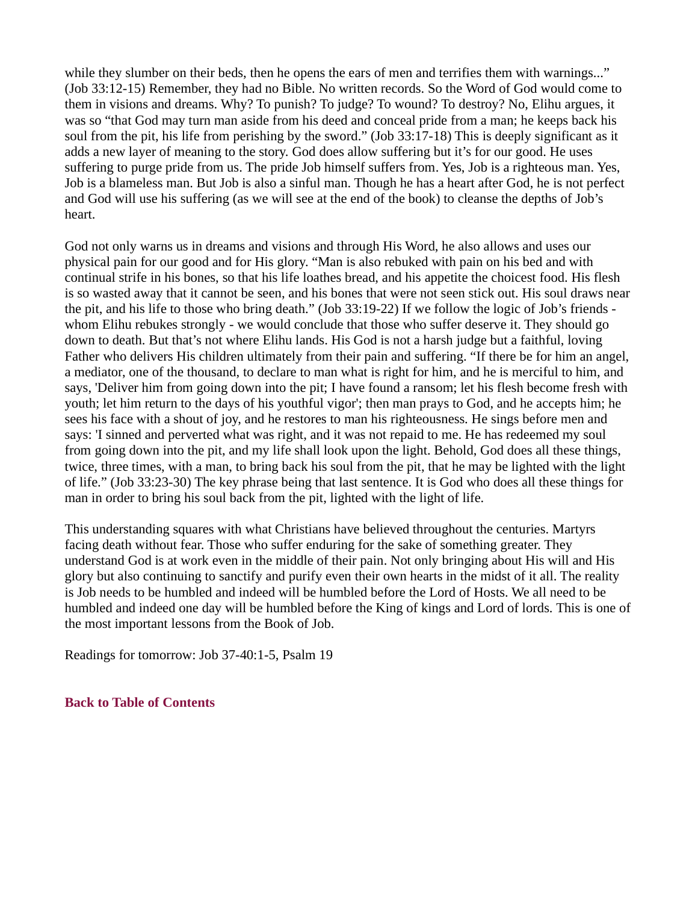while they slumber on their beds, then he opens the ears of men and terrifies them with warnings..." (Job 33:12-15) Remember, they had no Bible. No written records. So the Word of God would come to them in visions and dreams. Why? To punish? To judge? To wound? To destroy? No, Elihu argues, it was so "that God may turn man aside from his deed and conceal pride from a man; he keeps back his soul from the pit, his life from perishing by the sword." (Job 33:17-18) This is deeply significant as it adds a new layer of meaning to the story. God does allow suffering but it's for our good. He uses suffering to purge pride from us. The pride Job himself suffers from. Yes, Job is a righteous man. Yes, Job is a blameless man. But Job is also a sinful man. Though he has a heart after God, he is not perfect and God will use his suffering (as we will see at the end of the book) to cleanse the depths of Job's heart.

God not only warns us in dreams and visions and through His Word, he also allows and uses our physical pain for our good and for His glory. "Man is also rebuked with pain on his bed and with continual strife in his bones, so that his life loathes bread, and his appetite the choicest food. His flesh is so wasted away that it cannot be seen, and his bones that were not seen stick out. His soul draws near the pit, and his life to those who bring death." (Job 33:19-22) If we follow the logic of Job's friends - whom Elihu rebukes strongly - we would conclude that those who suffer deserve it. They should go down to death. But that's not where Elihu lands. His God is not a harsh judge but a faithful, loving Father who delivers His children ultimately from their pain and suffering. "If there be for him an angel, a mediator, one of the thousand, to declare to man what is right for him, and he is merciful to him, and says, 'Deliver him from going down into the pit; I have found a ransom; let his flesh become fresh with youth; let him return to the days of his youthful vigor'; then man prays to God, and he accepts him; he sees his face with a shout of joy, and he restores to man his righteousness. He sings before men and says: 'I sinned and perverted what was right, and it was not repaid to me. He has redeemed my soul from going down into the pit, and my life shall look upon the light. Behold, God does all these things, twice, three times, with a man, to bring back his soul from the pit, that he may be lighted with the light of life." (Job 33:23-30) The key phrase being that last sentence. It is God who does all these things for man in order to bring his soul back from the pit, lighted with the light of life.

This understanding squares with what Christians have believed throughout the centuries. Martyrs facing death without fear. Those who suffer enduring for the sake of something greater. They understand God is at work even in the middle of their pain. Not only bringing about His will and His glory but also continuing to sanctify and purify even their own hearts in the midst of it all. The reality is Job needs to be humbled and indeed will be humbled before the Lord of Hosts. We all need to be humbled and indeed one day will be humbled before the King of kings and Lord of lords. This is one of the most important lessons from the Book of Job.

Readings for tomorrow: Job 37-40:1-5, Psalm 19

**Back to Table of Contents**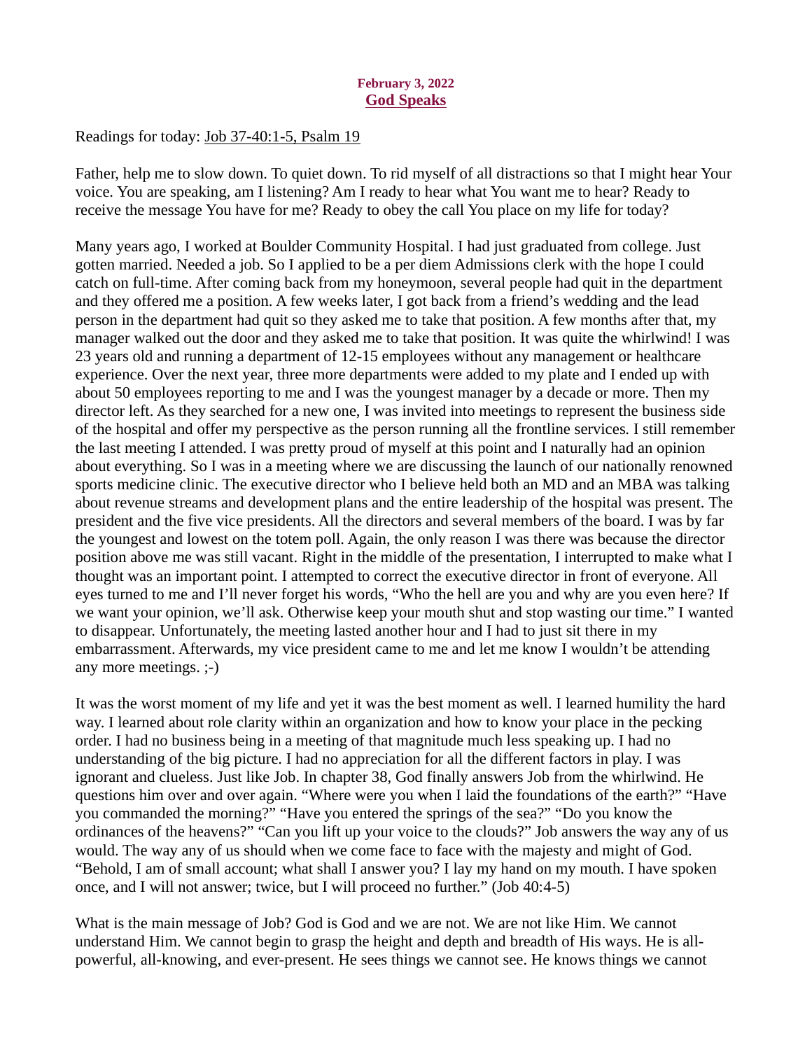**February 3, 2022**
## God Speaks

Readings for today: Job 37-40:1-5, Psalm 19

Father, help me to slow down. To quiet down. To rid myself of all distractions so that I might hear Your voice. You are speaking, am I listening? Am I ready to hear what You want me to hear? Ready to receive the message You have for me? Ready to obey the call You place on my life for today?

Many years ago, I worked at Boulder Community Hospital. I had just graduated from college. Just gotten married. Needed a job. So I applied to be a per diem Admissions clerk with the hope I could catch on full-time. After coming back from my honeymoon, several people had quit in the department and they offered me a position. A few weeks later, I got back from a friend's wedding and the lead person in the department had quit so they asked me to take that position. A few months after that, my manager walked out the door and they asked me to take that position. It was quite the whirlwind! I was 23 years old and running a department of 12-15 employees without any management or healthcare experience. Over the next year, three more departments were added to my plate and I ended up with about 50 employees reporting to me and I was the youngest manager by a decade or more. Then my director left. As they searched for a new one, I was invited into meetings to represent the business side of the hospital and offer my perspective as the person running all the frontline services. I still remember the last meeting I attended. I was pretty proud of myself at this point and I naturally had an opinion about everything. So I was in a meeting where we are discussing the launch of our nationally renowned sports medicine clinic. The executive director who I believe held both an MD and an MBA was talking about revenue streams and development plans and the entire leadership of the hospital was present. The president and the five vice presidents. All the directors and several members of the board. I was by far the youngest and lowest on the totem poll. Again, the only reason I was there was because the director position above me was still vacant. Right in the middle of the presentation, I interrupted to make what I thought was an important point. I attempted to correct the executive director in front of everyone. All eyes turned to me and I'll never forget his words, "Who the hell are you and why are you even here? If we want your opinion, we'll ask. Otherwise keep your mouth shut and stop wasting our time." I wanted to disappear. Unfortunately, the meeting lasted another hour and I had to just sit there in my embarrassment. Afterwards, my vice president came to me and let me know I wouldn't be attending any more meetings. ;-)

It was the worst moment of my life and yet it was the best moment as well. I learned humility the hard way. I learned about role clarity within an organization and how to know your place in the pecking order. I had no business being in a meeting of that magnitude much less speaking up. I had no understanding of the big picture. I had no appreciation for all the different factors in play. I was ignorant and clueless. Just like Job. In chapter 38, God finally answers Job from the whirlwind. He questions him over and over again. "Where were you when I laid the foundations of the earth?" "Have you commanded the morning?" "Have you entered the springs of the sea?" "Do you know the ordinances of the heavens?" "Can you lift up your voice to the clouds?" Job answers the way any of us would. The way any of us should when we come face to face with the majesty and might of God. "Behold, I am of small account; what shall I answer you? I lay my hand on my mouth. I have spoken once, and I will not answer; twice, but I will proceed no further." (Job 40:4-5)

What is the main message of Job? God is God and we are not. We are not like Him. We cannot understand Him. We cannot begin to grasp the height and depth and breadth of His ways. He is all-powerful, all-knowing, and ever-present. He sees things we cannot see. He knows things we cannot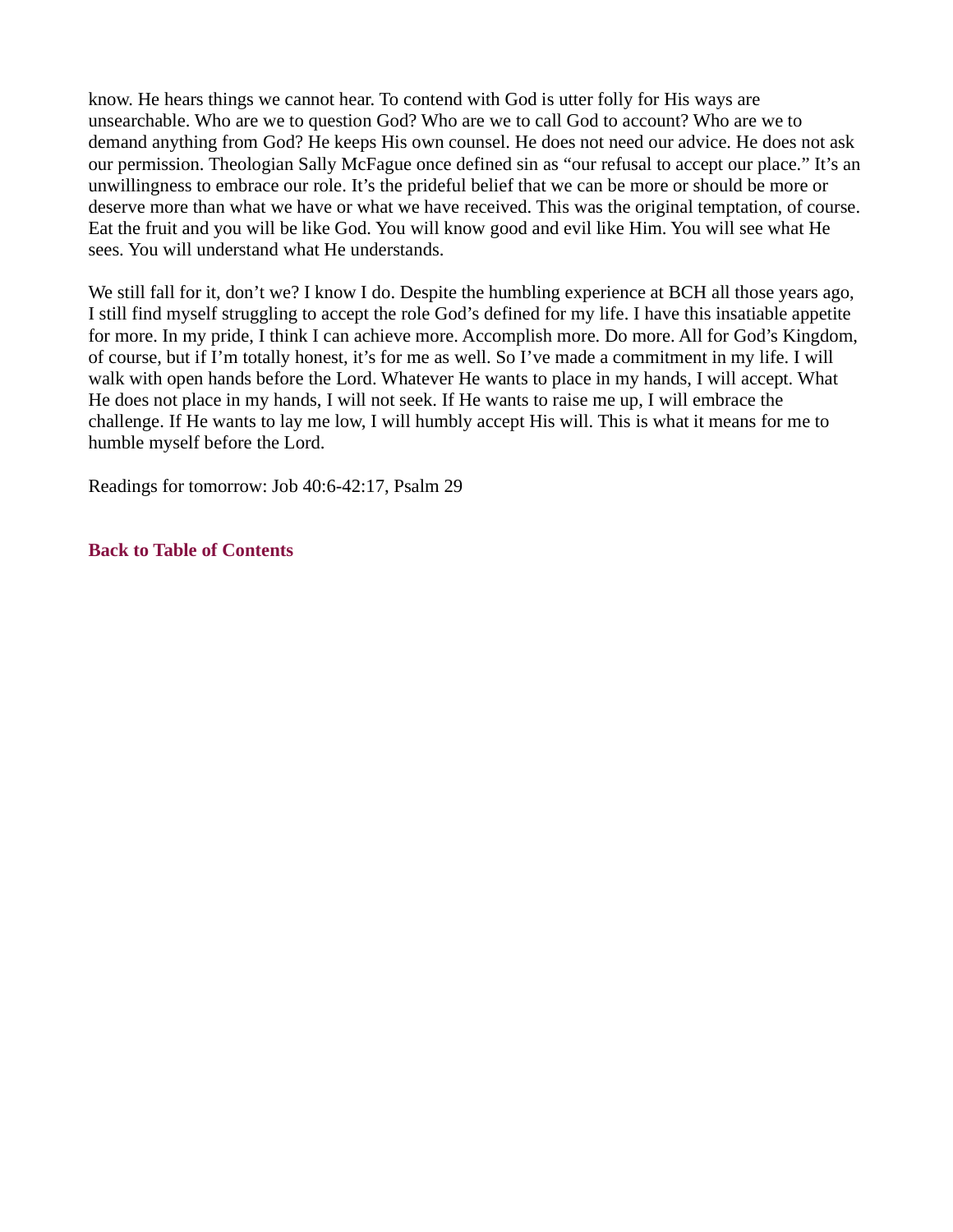know. He hears things we cannot hear. To contend with God is utter folly for His ways are unsearchable. Who are we to question God? Who are we to call God to account? Who are we to demand anything from God? He keeps His own counsel. He does not need our advice. He does not ask our permission. Theologian Sally McFague once defined sin as "our refusal to accept our place." It's an unwillingness to embrace our role. It's the prideful belief that we can be more or should be more or deserve more than what we have or what we have received. This was the original temptation, of course. Eat the fruit and you will be like God. You will know good and evil like Him. You will see what He sees. You will understand what He understands.

We still fall for it, don't we? I know I do. Despite the humbling experience at BCH all those years ago, I still find myself struggling to accept the role God's defined for my life. I have this insatiable appetite for more. In my pride, I think I can achieve more. Accomplish more. Do more. All for God's Kingdom, of course, but if I'm totally honest, it's for me as well. So I've made a commitment in my life. I will walk with open hands before the Lord. Whatever He wants to place in my hands, I will accept. What He does not place in my hands, I will not seek. If He wants to raise me up, I will embrace the challenge. If He wants to lay me low, I will humbly accept His will. This is what it means for me to humble myself before the Lord.

Readings for tomorrow: Job 40:6-42:17, Psalm 29

**Back to Table of Contents**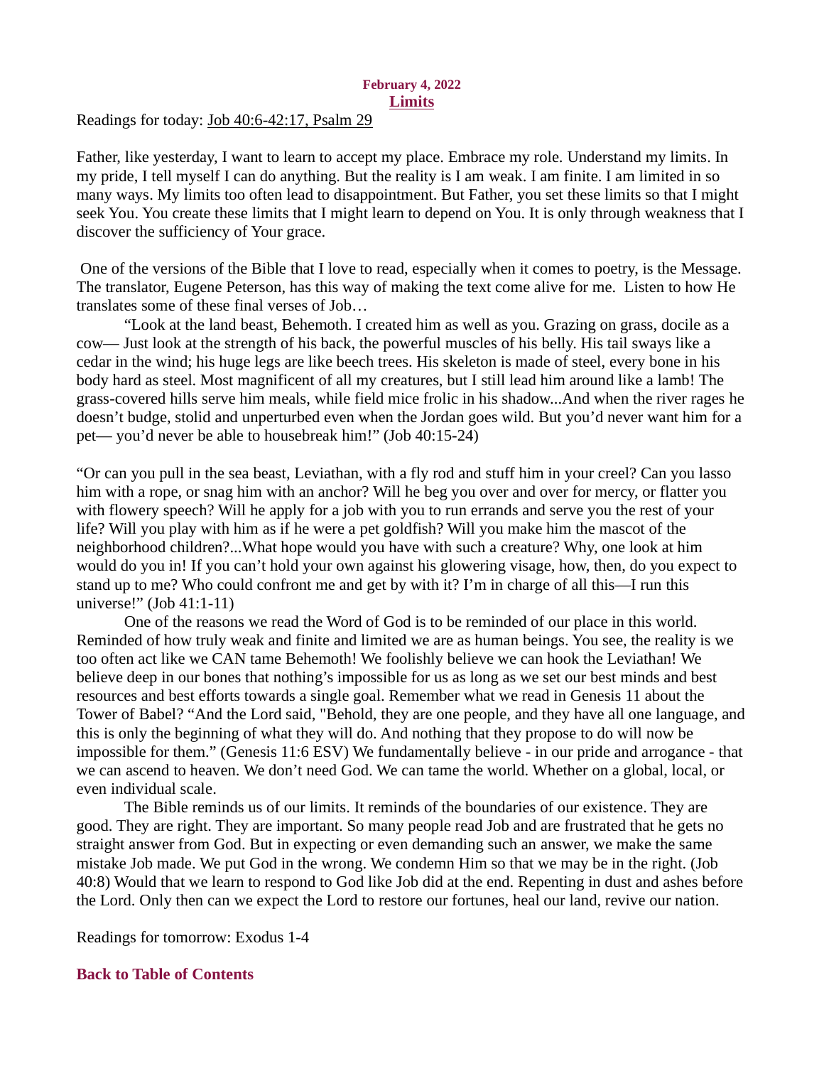**February 4, 2022**

## Limits

Readings for today: Job 40:6-42:17, Psalm 29

Father, like yesterday, I want to learn to accept my place. Embrace my role. Understand my limits. In my pride, I tell myself I can do anything. But the reality is I am weak. I am finite. I am limited in so many ways. My limits too often lead to disappointment. But Father, you set these limits so that I might seek You. You create these limits that I might learn to depend on You. It is only through weakness that I discover the sufficiency of Your grace.

One of the versions of the Bible that I love to read, especially when it comes to poetry, is the Message. The translator, Eugene Peterson, has this way of making the text come alive for me. Listen to how He translates some of these final verses of Job…

"Look at the land beast, Behemoth. I created him as well as you. Grazing on grass, docile as a cow— Just look at the strength of his back, the powerful muscles of his belly. His tail sways like a cedar in the wind; his huge legs are like beech trees. His skeleton is made of steel, every bone in his body hard as steel. Most magnificent of all my creatures, but I still lead him around like a lamb! The grass-covered hills serve him meals, while field mice frolic in his shadow...And when the river rages he doesn't budge, stolid and unperturbed even when the Jordan goes wild. But you'd never want him for a pet— you'd never be able to housebreak him!" (Job 40:15-24)

"Or can you pull in the sea beast, Leviathan, with a fly rod and stuff him in your creel? Can you lasso him with a rope, or snag him with an anchor? Will he beg you over and over for mercy, or flatter you with flowery speech? Will he apply for a job with you to run errands and serve you the rest of your life? Will you play with him as if he were a pet goldfish? Will you make him the mascot of the neighborhood children?...What hope would you have with such a creature? Why, one look at him would do you in! If you can't hold your own against his glowering visage, how, then, do you expect to stand up to me? Who could confront me and get by with it? I'm in charge of all this—I run this universe!" (Job 41:1-11)

One of the reasons we read the Word of God is to be reminded of our place in this world. Reminded of how truly weak and finite and limited we are as human beings. You see, the reality is we too often act like we CAN tame Behemoth! We foolishly believe we can hook the Leviathan! We believe deep in our bones that nothing's impossible for us as long as we set our best minds and best resources and best efforts towards a single goal. Remember what we read in Genesis 11 about the Tower of Babel? "And the Lord said, "Behold, they are one people, and they have all one language, and this is only the beginning of what they will do. And nothing that they propose to do will now be impossible for them." (Genesis 11:6 ESV) We fundamentally believe - in our pride and arrogance - that we can ascend to heaven. We don't need God. We can tame the world. Whether on a global, local, or even individual scale.

The Bible reminds us of our limits. It reminds of the boundaries of our existence. They are good. They are right. They are important. So many people read Job and are frustrated that he gets no straight answer from God. But in expecting or even demanding such an answer, we make the same mistake Job made. We put God in the wrong. We condemn Him so that we may be in the right. (Job 40:8) Would that we learn to respond to God like Job did at the end. Repenting in dust and ashes before the Lord. Only then can we expect the Lord to restore our fortunes, heal our land, revive our nation.

Readings for tomorrow: Exodus 1-4

**Back to Table of Contents**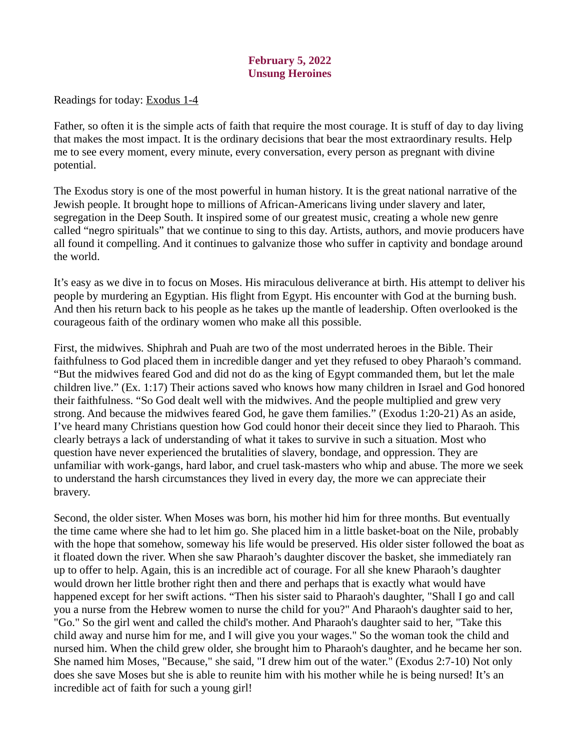**February 5, 2022**
**Unsung Heroines**

Readings for today: Exodus 1-4

Father, so often it is the simple acts of faith that require the most courage. It is stuff of day to day living that makes the most impact. It is the ordinary decisions that bear the most extraordinary results. Help me to see every moment, every minute, every conversation, every person as pregnant with divine potential.

The Exodus story is one of the most powerful in human history. It is the great national narrative of the Jewish people. It brought hope to millions of African-Americans living under slavery and later, segregation in the Deep South. It inspired some of our greatest music, creating a whole new genre called "negro spirituals" that we continue to sing to this day. Artists, authors, and movie producers have all found it compelling. And it continues to galvanize those who suffer in captivity and bondage around the world.

It's easy as we dive in to focus on Moses. His miraculous deliverance at birth. His attempt to deliver his people by murdering an Egyptian. His flight from Egypt. His encounter with God at the burning bush. And then his return back to his people as he takes up the mantle of leadership. Often overlooked is the courageous faith of the ordinary women who make all this possible.

First, the midwives. Shiphrah and Puah are two of the most underrated heroes in the Bible. Their faithfulness to God placed them in incredible danger and yet they refused to obey Pharaoh's command. "But the midwives feared God and did not do as the king of Egypt commanded them, but let the male children live." (Ex. 1:17) Their actions saved who knows how many children in Israel and God honored their faithfulness. "So God dealt well with the midwives. And the people multiplied and grew very strong. And because the midwives feared God, he gave them families." (Exodus 1:20-21) As an aside, I've heard many Christians question how God could honor their deceit since they lied to Pharaoh. This clearly betrays a lack of understanding of what it takes to survive in such a situation. Most who question have never experienced the brutalities of slavery, bondage, and oppression. They are unfamiliar with work-gangs, hard labor, and cruel task-masters who whip and abuse. The more we seek to understand the harsh circumstances they lived in every day, the more we can appreciate their bravery.

Second, the older sister. When Moses was born, his mother hid him for three months. But eventually the time came where she had to let him go. She placed him in a little basket-boat on the Nile, probably with the hope that somehow, someway his life would be preserved. His older sister followed the boat as it floated down the river. When she saw Pharaoh's daughter discover the basket, she immediately ran up to offer to help. Again, this is an incredible act of courage. For all she knew Pharaoh's daughter would drown her little brother right then and there and perhaps that is exactly what would have happened except for her swift actions. "Then his sister said to Pharaoh's daughter, "Shall I go and call you a nurse from the Hebrew women to nurse the child for you?" And Pharaoh's daughter said to her, "Go." So the girl went and called the child's mother. And Pharaoh's daughter said to her, "Take this child away and nurse him for me, and I will give you your wages." So the woman took the child and nursed him. When the child grew older, she brought him to Pharaoh's daughter, and he became her son. She named him Moses, "Because," she said, "I drew him out of the water." (Exodus 2:7-10) Not only does she save Moses but she is able to reunite him with his mother while he is being nursed! It's an incredible act of faith for such a young girl!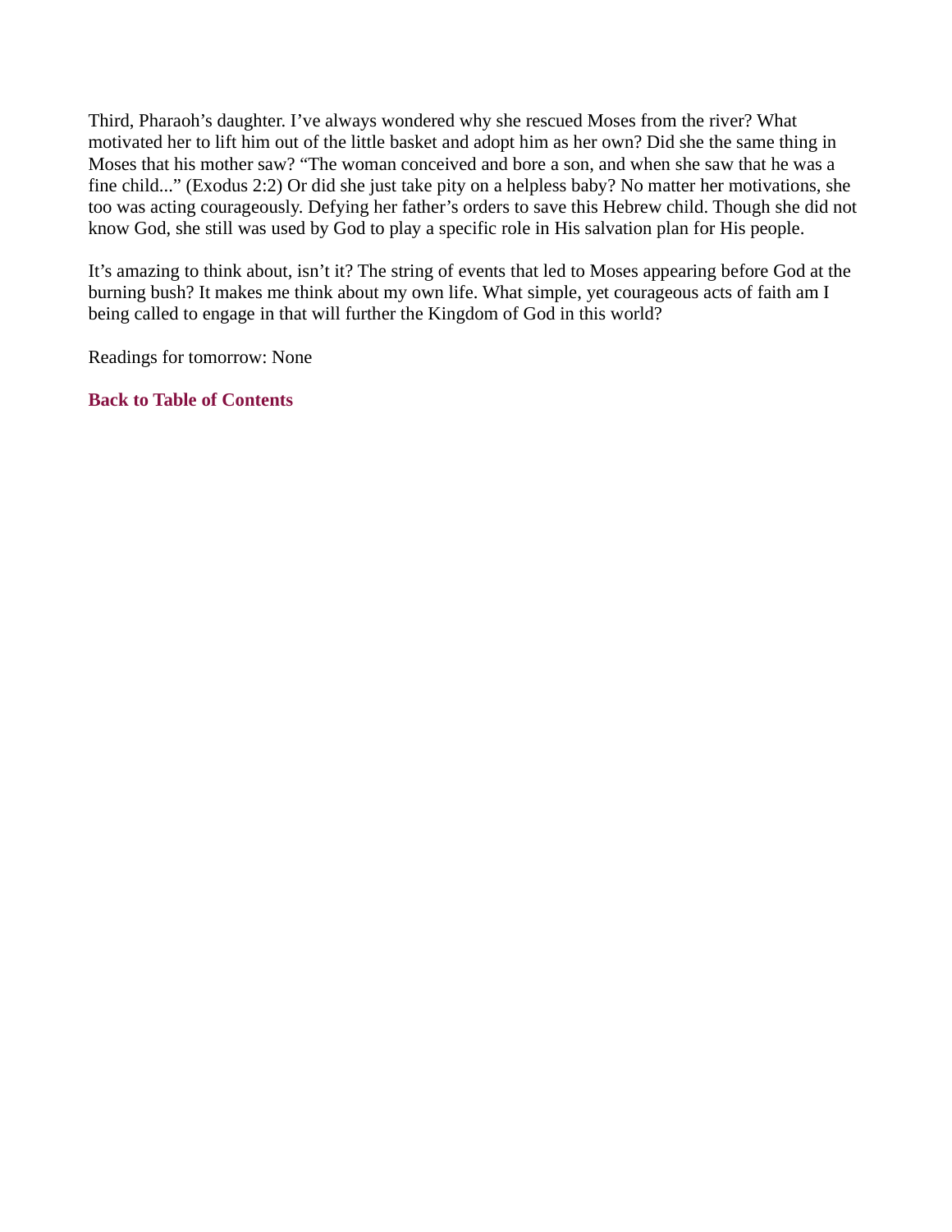Third, Pharaoh's daughter. I've always wondered why she rescued Moses from the river? What motivated her to lift him out of the little basket and adopt him as her own? Did she the same thing in Moses that his mother saw? "The woman conceived and bore a son, and when she saw that he was a fine child..." (Exodus 2:2) Or did she just take pity on a helpless baby? No matter her motivations, she too was acting courageously. Defying her father's orders to save this Hebrew child. Though she did not know God, she still was used by God to play a specific role in His salvation plan for His people.

It's amazing to think about, isn't it? The string of events that led to Moses appearing before God at the burning bush? It makes me think about my own life. What simple, yet courageous acts of faith am I being called to engage in that will further the Kingdom of God in this world?

Readings for tomorrow: None

**Back to Table of Contents**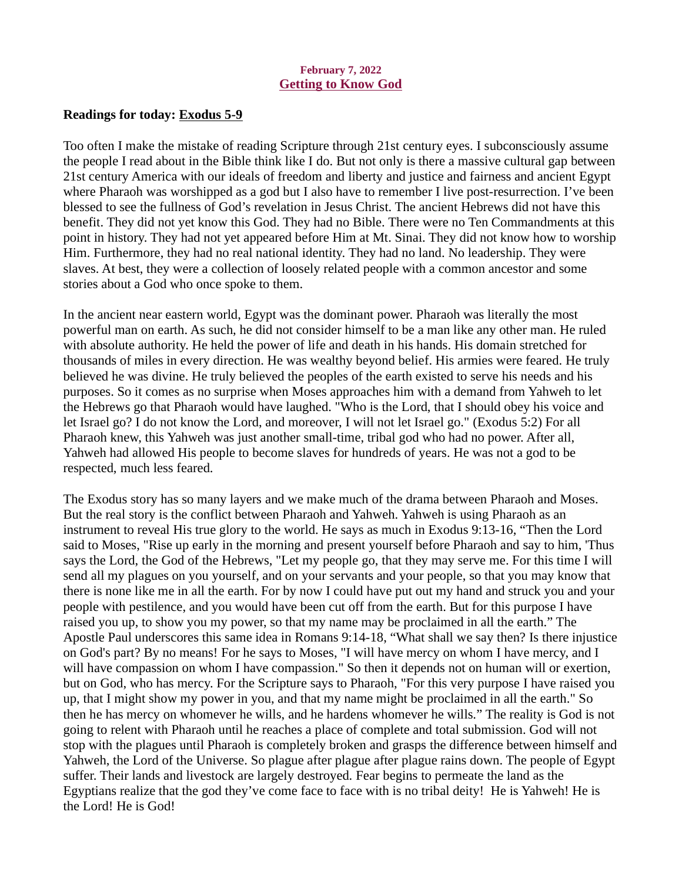**February 7, 2022**
## Getting to Know God

**Readings for today: Exodus 5-9**

Too often I make the mistake of reading Scripture through 21st century eyes. I subconsciously assume the people I read about in the Bible think like I do. But not only is there a massive cultural gap between 21st century America with our ideals of freedom and liberty and justice and fairness and ancient Egypt where Pharaoh was worshipped as a god but I also have to remember I live post-resurrection. I've been blessed to see the fullness of God's revelation in Jesus Christ. The ancient Hebrews did not have this benefit. They did not yet know this God. They had no Bible. There were no Ten Commandments at this point in history. They had not yet appeared before Him at Mt. Sinai. They did not know how to worship Him. Furthermore, they had no real national identity. They had no land. No leadership. They were slaves. At best, they were a collection of loosely related people with a common ancestor and some stories about a God who once spoke to them.

In the ancient near eastern world, Egypt was the dominant power. Pharaoh was literally the most powerful man on earth. As such, he did not consider himself to be a man like any other man. He ruled with absolute authority. He held the power of life and death in his hands. His domain stretched for thousands of miles in every direction. He was wealthy beyond belief. His armies were feared. He truly believed he was divine. He truly believed the peoples of the earth existed to serve his needs and his purposes. So it comes as no surprise when Moses approaches him with a demand from Yahweh to let the Hebrews go that Pharaoh would have laughed. "Who is the Lord, that I should obey his voice and let Israel go? I do not know the Lord, and moreover, I will not let Israel go." (Exodus 5:2) For all Pharaoh knew, this Yahweh was just another small-time, tribal god who had no power. After all, Yahweh had allowed His people to become slaves for hundreds of years. He was not a god to be respected, much less feared.

The Exodus story has so many layers and we make much of the drama between Pharaoh and Moses. But the real story is the conflict between Pharaoh and Yahweh. Yahweh is using Pharaoh as an instrument to reveal His true glory to the world. He says as much in Exodus 9:13-16, "Then the Lord said to Moses, "Rise up early in the morning and present yourself before Pharaoh and say to him, 'Thus says the Lord, the God of the Hebrews, "Let my people go, that they may serve me. For this time I will send all my plagues on you yourself, and on your servants and your people, so that you may know that there is none like me in all the earth. For by now I could have put out my hand and struck you and your people with pestilence, and you would have been cut off from the earth. But for this purpose I have raised you up, to show you my power, so that my name may be proclaimed in all the earth." The Apostle Paul underscores this same idea in Romans 9:14-18, "What shall we say then? Is there injustice on God's part? By no means! For he says to Moses, "I will have mercy on whom I have mercy, and I will have compassion on whom I have compassion." So then it depends not on human will or exertion, but on God, who has mercy. For the Scripture says to Pharaoh, "For this very purpose I have raised you up, that I might show my power in you, and that my name might be proclaimed in all the earth." So then he has mercy on whomever he wills, and he hardens whomever he wills." The reality is God is not going to relent with Pharaoh until he reaches a place of complete and total submission. God will not stop with the plagues until Pharaoh is completely broken and grasps the difference between himself and Yahweh, the Lord of the Universe. So plague after plague after plague rains down. The people of Egypt suffer. Their lands and livestock are largely destroyed. Fear begins to permeate the land as the Egyptians realize that the god they've come face to face with is no tribal deity! He is Yahweh! He is the Lord! He is God!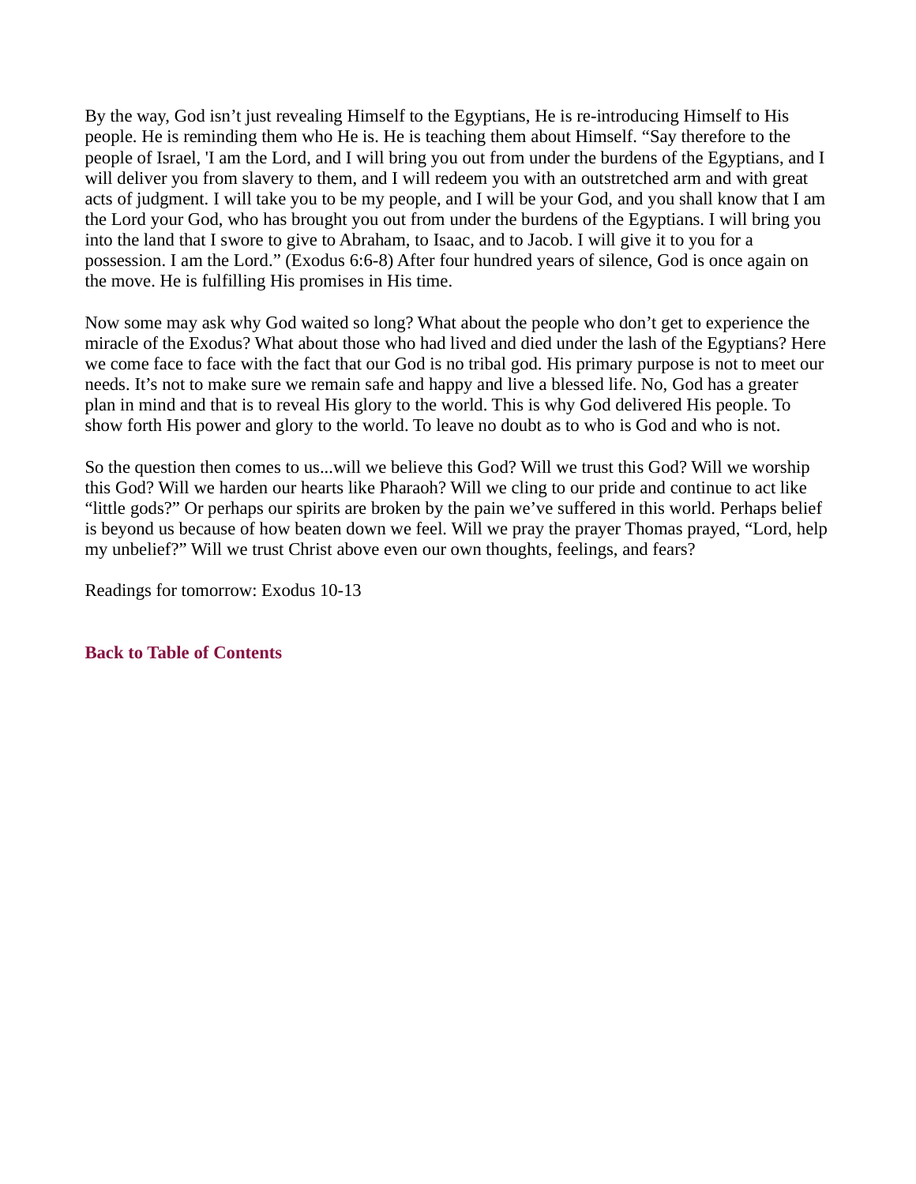By the way, God isn’t just revealing Himself to the Egyptians, He is re-introducing Himself to His people. He is reminding them who He is. He is teaching them about Himself. “Say therefore to the people of Israel, 'I am the Lord, and I will bring you out from under the burdens of the Egyptians, and I will deliver you from slavery to them, and I will redeem you with an outstretched arm and with great acts of judgment. I will take you to be my people, and I will be your God, and you shall know that I am the Lord your God, who has brought you out from under the burdens of the Egyptians. I will bring you into the land that I swore to give to Abraham, to Isaac, and to Jacob. I will give it to you for a possession. I am the Lord.” (Exodus 6:6-8) After four hundred years of silence, God is once again on the move. He is fulfilling His promises in His time.

Now some may ask why God waited so long? What about the people who don’t get to experience the miracle of the Exodus? What about those who had lived and died under the lash of the Egyptians? Here we come face to face with the fact that our God is no tribal god. His primary purpose is not to meet our needs. It’s not to make sure we remain safe and happy and live a blessed life. No, God has a greater plan in mind and that is to reveal His glory to the world. This is why God delivered His people. To show forth His power and glory to the world. To leave no doubt as to who is God and who is not.

So the question then comes to us...will we believe this God? Will we trust this God? Will we worship this God? Will we harden our hearts like Pharaoh? Will we cling to our pride and continue to act like “little gods?” Or perhaps our spirits are broken by the pain we’ve suffered in this world. Perhaps belief is beyond us because of how beaten down we feel. Will we pray the prayer Thomas prayed, “Lord, help my unbelief?” Will we trust Christ above even our own thoughts, feelings, and fears?

Readings for tomorrow: Exodus 10-13

**Back to Table of Contents**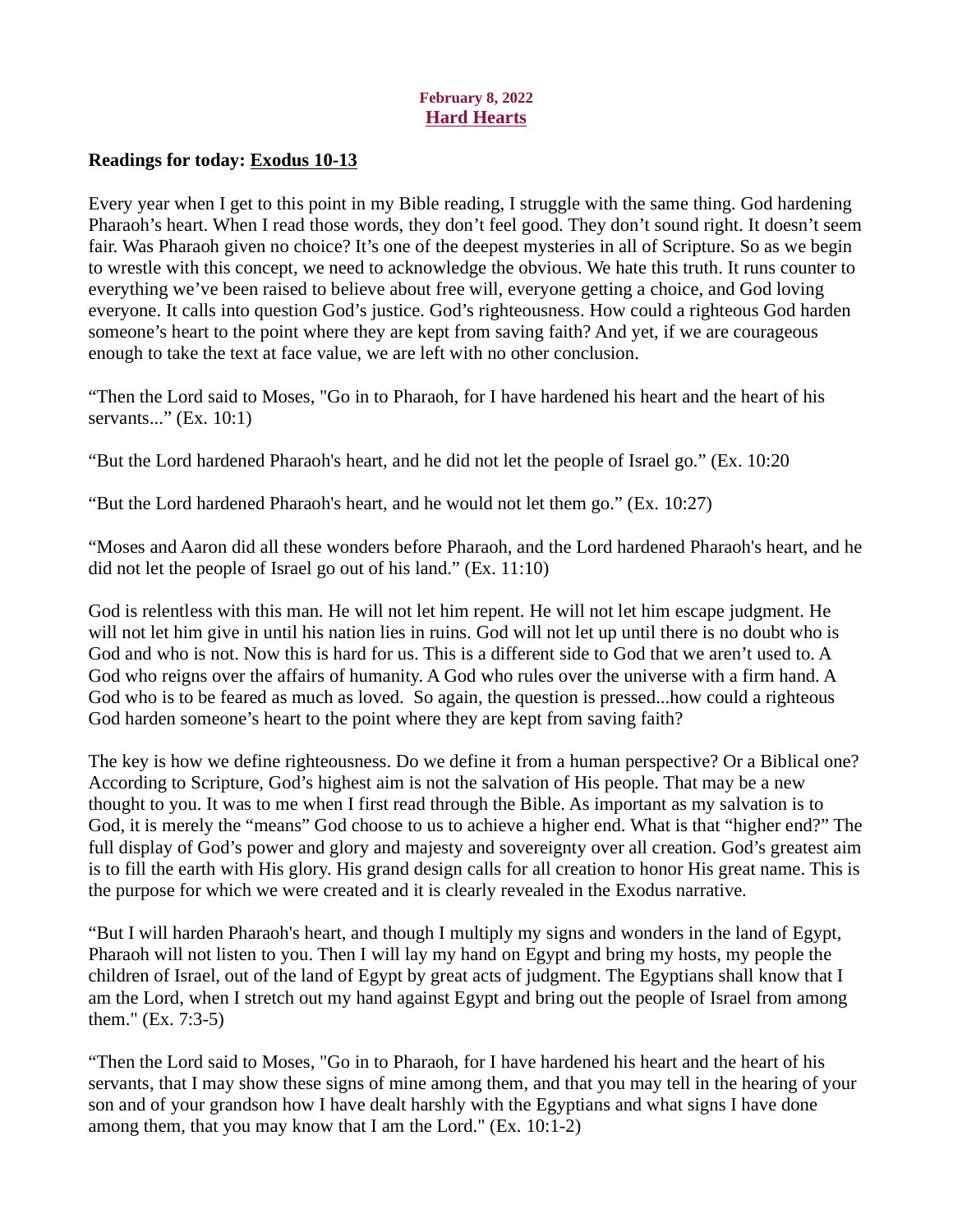**February 8, 2022**
## Hard Hearts

**Readings for today: Exodus 10-13**

Every year when I get to this point in my Bible reading, I struggle with the same thing. God hardening Pharaoh's heart. When I read those words, they don't feel good. They don't sound right. It doesn't seem fair. Was Pharaoh given no choice? It's one of the deepest mysteries in all of Scripture. So as we begin to wrestle with this concept, we need to acknowledge the obvious. We hate this truth. It runs counter to everything we've been raised to believe about free will, everyone getting a choice, and God loving everyone. It calls into question God's justice. God's righteousness. How could a righteous God harden someone's heart to the point where they are kept from saving faith? And yet, if we are courageous enough to take the text at face value, we are left with no other conclusion.

"Then the Lord said to Moses, "Go in to Pharaoh, for I have hardened his heart and the heart of his servants..." (Ex. 10:1)

"But the Lord hardened Pharaoh's heart, and he did not let the people of Israel go." (Ex. 10:20

"But the Lord hardened Pharaoh's heart, and he would not let them go." (Ex. 10:27)

"Moses and Aaron did all these wonders before Pharaoh, and the Lord hardened Pharaoh's heart, and he did not let the people of Israel go out of his land." (Ex. 11:10)

God is relentless with this man. He will not let him repent. He will not let him escape judgment. He will not let him give in until his nation lies in ruins. God will not let up until there is no doubt who is God and who is not. Now this is hard for us. This is a different side to God that we aren't used to. A God who reigns over the affairs of humanity. A God who rules over the universe with a firm hand. A God who is to be feared as much as loved. So again, the question is pressed...how could a righteous God harden someone's heart to the point where they are kept from saving faith?

The key is how we define righteousness. Do we define it from a human perspective? Or a Biblical one? According to Scripture, God's highest aim is not the salvation of His people. That may be a new thought to you. It was to me when I first read through the Bible. As important as my salvation is to God, it is merely the "means" God choose to us to achieve a higher end. What is that "higher end?" The full display of God's power and glory and majesty and sovereignty over all creation. God's greatest aim is to fill the earth with His glory. His grand design calls for all creation to honor His great name. This is the purpose for which we were created and it is clearly revealed in the Exodus narrative.

"But I will harden Pharaoh's heart, and though I multiply my signs and wonders in the land of Egypt, Pharaoh will not listen to you. Then I will lay my hand on Egypt and bring my hosts, my people the children of Israel, out of the land of Egypt by great acts of judgment. The Egyptians shall know that I am the Lord, when I stretch out my hand against Egypt and bring out the people of Israel from among them." (Ex. 7:3-5)

"Then the Lord said to Moses, "Go in to Pharaoh, for I have hardened his heart and the heart of his servants, that I may show these signs of mine among them, and that you may tell in the hearing of your son and of your grandson how I have dealt harshly with the Egyptians and what signs I have done among them, that you may know that I am the Lord." (Ex. 10:1-2)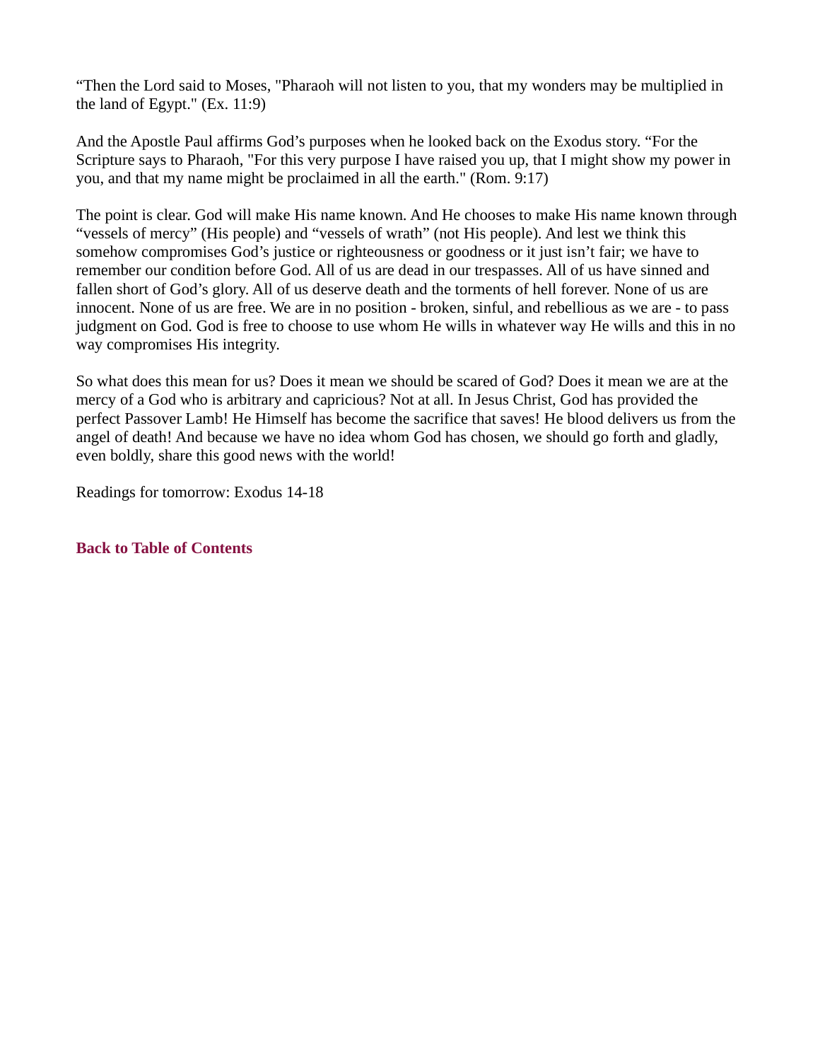“Then the Lord said to Moses, "Pharaoh will not listen to you, that my wonders may be multiplied in the land of Egypt." (Ex. 11:9)

And the Apostle Paul affirms God’s purposes when he looked back on the Exodus story. “For the Scripture says to Pharaoh, "For this very purpose I have raised you up, that I might show my power in you, and that my name might be proclaimed in all the earth." (Rom. 9:17)

The point is clear. God will make His name known. And He chooses to make His name known through “vessels of mercy” (His people) and “vessels of wrath” (not His people). And lest we think this somehow compromises God’s justice or righteousness or goodness or it just isn’t fair; we have to remember our condition before God. All of us are dead in our trespasses. All of us have sinned and fallen short of God’s glory. All of us deserve death and the torments of hell forever. None of us are innocent. None of us are free. We are in no position - broken, sinful, and rebellious as we are - to pass judgment on God. God is free to choose to use whom He wills in whatever way He wills and this in no way compromises His integrity.

So what does this mean for us? Does it mean we should be scared of God? Does it mean we are at the mercy of a God who is arbitrary and capricious? Not at all. In Jesus Christ, God has provided the perfect Passover Lamb! He Himself has become the sacrifice that saves! He blood delivers us from the angel of death! And because we have no idea whom God has chosen, we should go forth and gladly, even boldly, share this good news with the world!

Readings for tomorrow: Exodus 14-18

**Back to Table of Contents**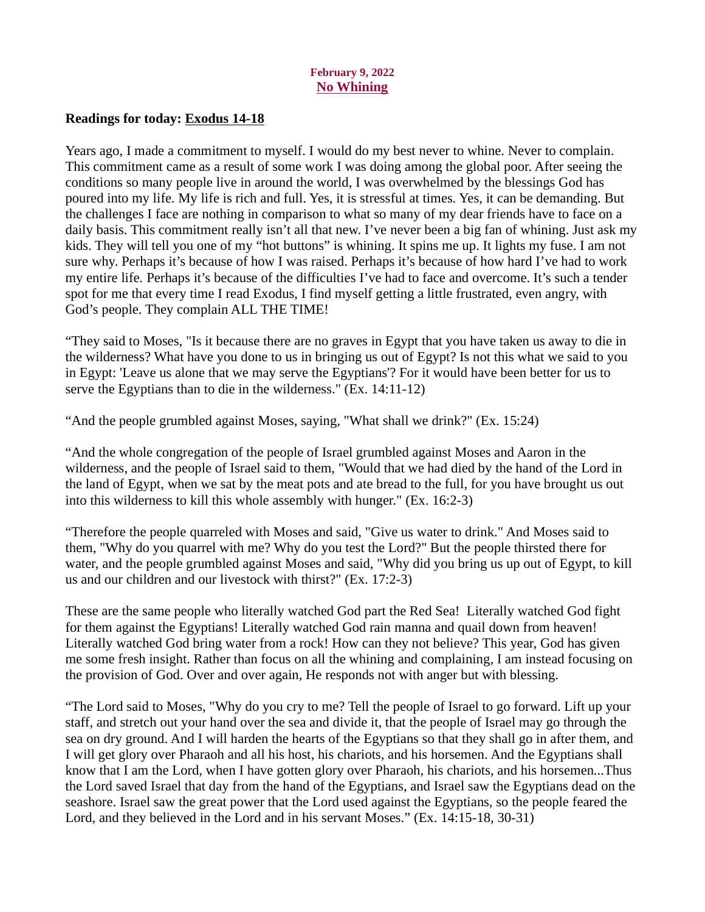**February 9, 2022**
**No Whining**

**Readings for today: Exodus 14-18**

Years ago, I made a commitment to myself. I would do my best never to whine. Never to complain. This commitment came as a result of some work I was doing among the global poor. After seeing the conditions so many people live in around the world, I was overwhelmed by the blessings God has poured into my life. My life is rich and full. Yes, it is stressful at times. Yes, it can be demanding. But the challenges I face are nothing in comparison to what so many of my dear friends have to face on a daily basis. This commitment really isn't all that new. I've never been a big fan of whining. Just ask my kids. They will tell you one of my "hot buttons" is whining. It spins me up. It lights my fuse. I am not sure why. Perhaps it's because of how I was raised. Perhaps it's because of how hard I've had to work my entire life. Perhaps it's because of the difficulties I've had to face and overcome. It's such a tender spot for me that every time I read Exodus, I find myself getting a little frustrated, even angry, with God's people. They complain ALL THE TIME!

"They said to Moses, "Is it because there are no graves in Egypt that you have taken us away to die in the wilderness? What have you done to us in bringing us out of Egypt? Is not this what we said to you in Egypt: 'Leave us alone that we may serve the Egyptians'? For it would have been better for us to serve the Egyptians than to die in the wilderness." (Ex. 14:11-12)

"And the people grumbled against Moses, saying, "What shall we drink?" (Ex. 15:24)

"And the whole congregation of the people of Israel grumbled against Moses and Aaron in the wilderness, and the people of Israel said to them, "Would that we had died by the hand of the Lord in the land of Egypt, when we sat by the meat pots and ate bread to the full, for you have brought us out into this wilderness to kill this whole assembly with hunger." (Ex. 16:2-3)

"Therefore the people quarreled with Moses and said, "Give us water to drink." And Moses said to them, "Why do you quarrel with me? Why do you test the Lord?" But the people thirsted there for water, and the people grumbled against Moses and said, "Why did you bring us up out of Egypt, to kill us and our children and our livestock with thirst?" (Ex. 17:2-3)

These are the same people who literally watched God part the Red Sea! Literally watched God fight for them against the Egyptians! Literally watched God rain manna and quail down from heaven! Literally watched God bring water from a rock! How can they not believe? This year, God has given me some fresh insight. Rather than focus on all the whining and complaining, I am instead focusing on the provision of God. Over and over again, He responds not with anger but with blessing.

"The Lord said to Moses, "Why do you cry to me? Tell the people of Israel to go forward. Lift up your staff, and stretch out your hand over the sea and divide it, that the people of Israel may go through the sea on dry ground. And I will harden the hearts of the Egyptians so that they shall go in after them, and I will get glory over Pharaoh and all his host, his chariots, and his horsemen. And the Egyptians shall know that I am the Lord, when I have gotten glory over Pharaoh, his chariots, and his horsemen...Thus the Lord saved Israel that day from the hand of the Egyptians, and Israel saw the Egyptians dead on the seashore. Israel saw the great power that the Lord used against the Egyptians, so the people feared the Lord, and they believed in the Lord and in his servant Moses." (Ex. 14:15-18, 30-31)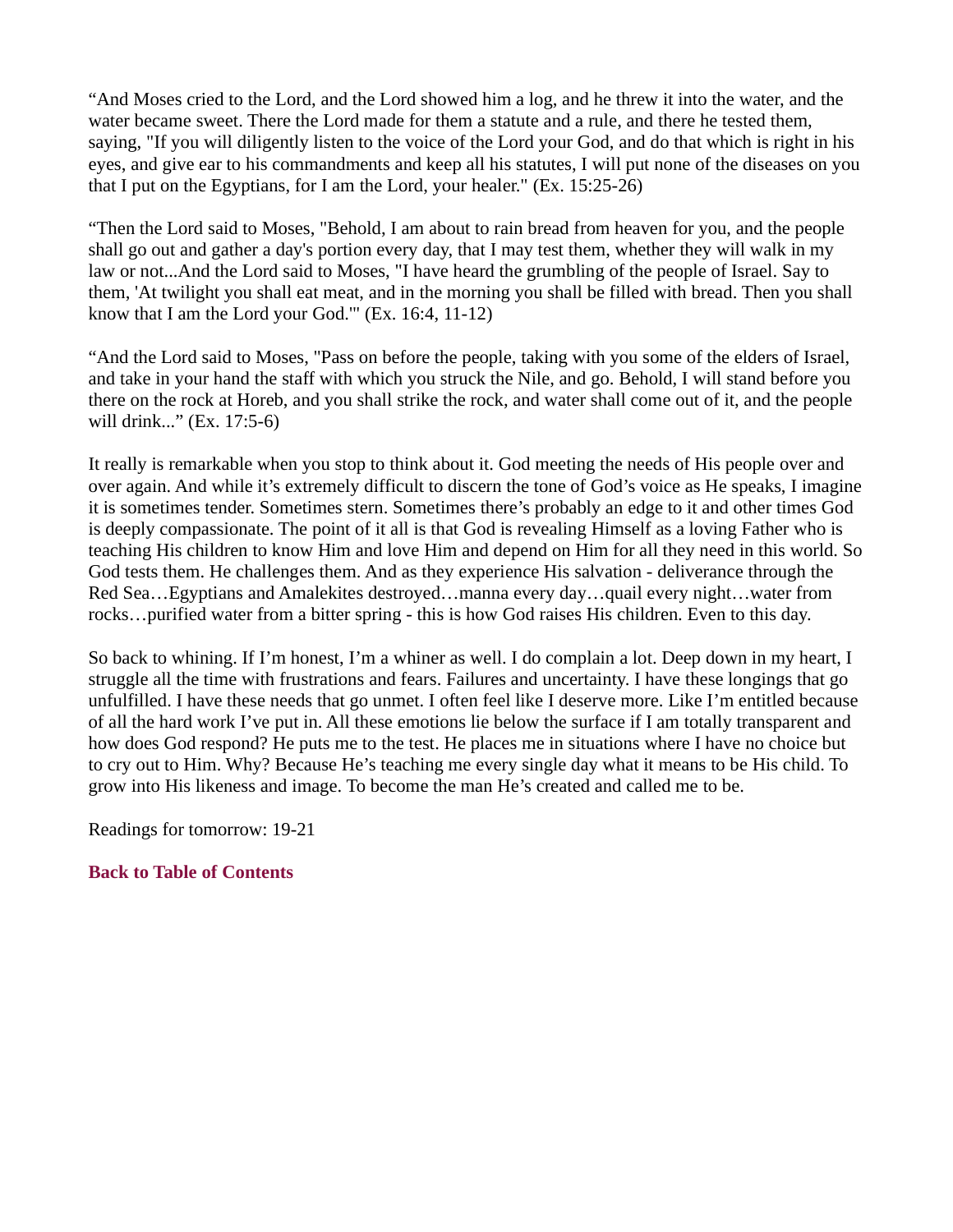“And Moses cried to the Lord, and the Lord showed him a log, and he threw it into the water, and the water became sweet. There the Lord made for them a statute and a rule, and there he tested them, saying, "If you will diligently listen to the voice of the Lord your God, and do that which is right in his eyes, and give ear to his commandments and keep all his statutes, I will put none of the diseases on you that I put on the Egyptians, for I am the Lord, your healer." (Ex. 15:25-26)

“Then the Lord said to Moses, "Behold, I am about to rain bread from heaven for you, and the people shall go out and gather a day's portion every day, that I may test them, whether they will walk in my law or not...And the Lord said to Moses, "I have heard the grumbling of the people of Israel. Say to them, 'At twilight you shall eat meat, and in the morning you shall be filled with bread. Then you shall know that I am the Lord your God.'" (Ex. 16:4, 11-12)

“And the Lord said to Moses, "Pass on before the people, taking with you some of the elders of Israel, and take in your hand the staff with which you struck the Nile, and go. Behold, I will stand before you there on the rock at Horeb, and you shall strike the rock, and water shall come out of it, and the people will drink...” (Ex. 17:5-6)

It really is remarkable when you stop to think about it. God meeting the needs of His people over and over again. And while it’s extremely difficult to discern the tone of God’s voice as He speaks, I imagine it is sometimes tender. Sometimes stern. Sometimes there’s probably an edge to it and other times God is deeply compassionate. The point of it all is that God is revealing Himself as a loving Father who is teaching His children to know Him and love Him and depend on Him for all they need in this world. So God tests them. He challenges them. And as they experience His salvation - deliverance through the Red Sea…Egyptians and Amalekites destroyed…manna every day…quail every night…water from rocks…purified water from a bitter spring - this is how God raises His children. Even to this day.

So back to whining. If I’m honest, I’m a whiner as well. I do complain a lot. Deep down in my heart, I struggle all the time with frustrations and fears. Failures and uncertainty. I have these longings that go unfulfilled. I have these needs that go unmet. I often feel like I deserve more. Like I’m entitled because of all the hard work I’ve put in. All these emotions lie below the surface if I am totally transparent and how does God respond? He puts me to the test. He places me in situations where I have no choice but to cry out to Him. Why? Because He’s teaching me every single day what it means to be His child. To grow into His likeness and image. To become the man He’s created and called me to be.

Readings for tomorrow: 19-21

**Back to Table of Contents**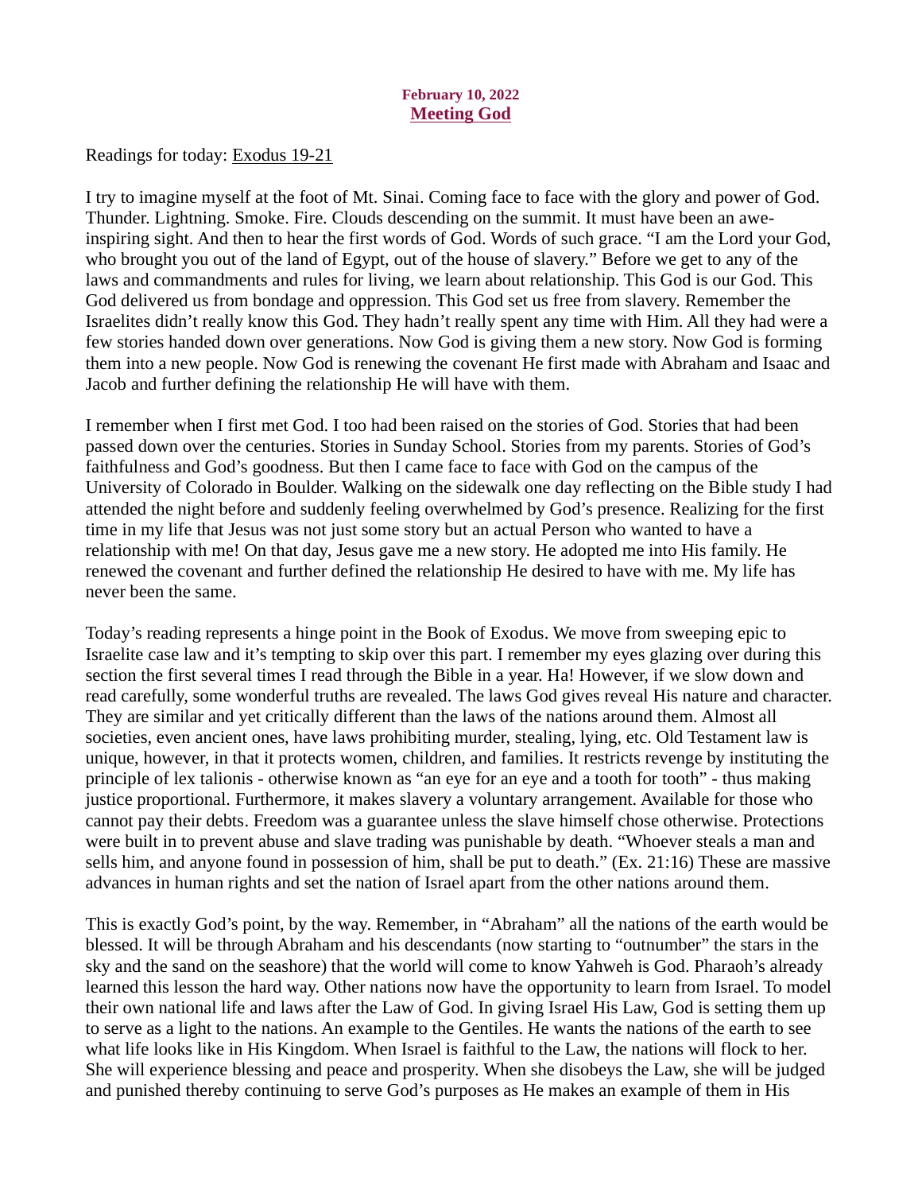**February 10, 2022**

## Meeting God

Readings for today: Exodus 19-21

I try to imagine myself at the foot of Mt. Sinai. Coming face to face with the glory and power of God. Thunder. Lightning. Smoke. Fire. Clouds descending on the summit. It must have been an awe-inspiring sight. And then to hear the first words of God. Words of such grace. "I am the Lord your God, who brought you out of the land of Egypt, out of the house of slavery." Before we get to any of the laws and commandments and rules for living, we learn about relationship. This God is our God. This God delivered us from bondage and oppression. This God set us free from slavery. Remember the Israelites didn't really know this God. They hadn't really spent any time with Him. All they had were a few stories handed down over generations. Now God is giving them a new story. Now God is forming them into a new people. Now God is renewing the covenant He first made with Abraham and Isaac and Jacob and further defining the relationship He will have with them.

I remember when I first met God. I too had been raised on the stories of God. Stories that had been passed down over the centuries. Stories in Sunday School. Stories from my parents. Stories of God's faithfulness and God's goodness. But then I came face to face with God on the campus of the University of Colorado in Boulder. Walking on the sidewalk one day reflecting on the Bible study I had attended the night before and suddenly feeling overwhelmed by God's presence. Realizing for the first time in my life that Jesus was not just some story but an actual Person who wanted to have a relationship with me! On that day, Jesus gave me a new story. He adopted me into His family. He renewed the covenant and further defined the relationship He desired to have with me. My life has never been the same.

Today's reading represents a hinge point in the Book of Exodus. We move from sweeping epic to Israelite case law and it's tempting to skip over this part. I remember my eyes glazing over during this section the first several times I read through the Bible in a year. Ha! However, if we slow down and read carefully, some wonderful truths are revealed. The laws God gives reveal His nature and character. They are similar and yet critically different than the laws of the nations around them. Almost all societies, even ancient ones, have laws prohibiting murder, stealing, lying, etc. Old Testament law is unique, however, in that it protects women, children, and families. It restricts revenge by instituting the principle of lex talionis - otherwise known as "an eye for an eye and a tooth for tooth" - thus making justice proportional. Furthermore, it makes slavery a voluntary arrangement. Available for those who cannot pay their debts. Freedom was a guarantee unless the slave himself chose otherwise. Protections were built in to prevent abuse and slave trading was punishable by death. "Whoever steals a man and sells him, and anyone found in possession of him, shall be put to death." (Ex. 21:16) These are massive advances in human rights and set the nation of Israel apart from the other nations around them.

This is exactly God's point, by the way. Remember, in "Abraham" all the nations of the earth would be blessed. It will be through Abraham and his descendants (now starting to "outnumber" the stars in the sky and the sand on the seashore) that the world will come to know Yahweh is God. Pharaoh's already learned this lesson the hard way. Other nations now have the opportunity to learn from Israel. To model their own national life and laws after the Law of God. In giving Israel His Law, God is setting them up to serve as a light to the nations. An example to the Gentiles. He wants the nations of the earth to see what life looks like in His Kingdom. When Israel is faithful to the Law, the nations will flock to her. She will experience blessing and peace and prosperity. When she disobeys the Law, she will be judged and punished thereby continuing to serve God's purposes as He makes an example of them in His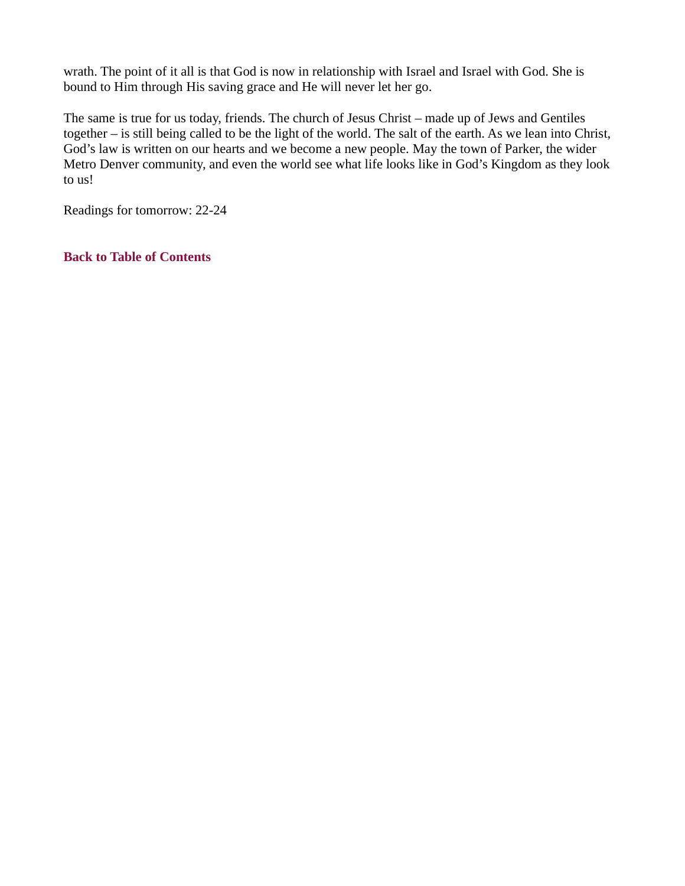wrath. The point of it all is that God is now in relationship with Israel and Israel with God. She is bound to Him through His saving grace and He will never let her go.

The same is true for us today, friends. The church of Jesus Christ – made up of Jews and Gentiles together – is still being called to be the light of the world. The salt of the earth. As we lean into Christ, God's law is written on our hearts and we become a new people. May the town of Parker, the wider Metro Denver community, and even the world see what life looks like in God's Kingdom as they look to us!

Readings for tomorrow: 22-24

**Back to Table of Contents**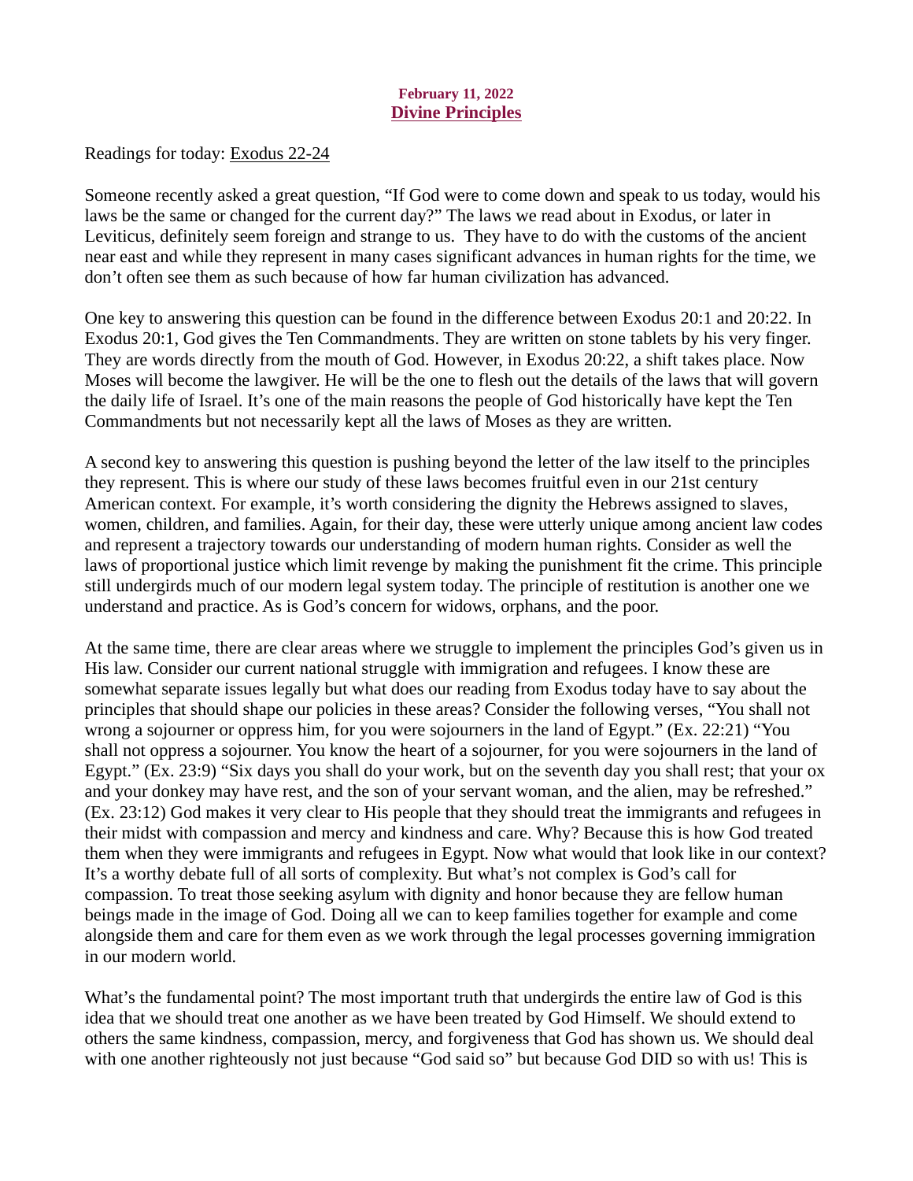**February 11, 2022**
## Divine Principles

Readings for today: Exodus 22-24

Someone recently asked a great question, "If God were to come down and speak to us today, would his laws be the same or changed for the current day?" The laws we read about in Exodus, or later in Leviticus, definitely seem foreign and strange to us. They have to do with the customs of the ancient near east and while they represent in many cases significant advances in human rights for the time, we don't often see them as such because of how far human civilization has advanced.

One key to answering this question can be found in the difference between Exodus 20:1 and 20:22. In Exodus 20:1, God gives the Ten Commandments. They are written on stone tablets by his very finger. They are words directly from the mouth of God. However, in Exodus 20:22, a shift takes place. Now Moses will become the lawgiver. He will be the one to flesh out the details of the laws that will govern the daily life of Israel. It's one of the main reasons the people of God historically have kept the Ten Commandments but not necessarily kept all the laws of Moses as they are written.

A second key to answering this question is pushing beyond the letter of the law itself to the principles they represent. This is where our study of these laws becomes fruitful even in our 21st century American context. For example, it's worth considering the dignity the Hebrews assigned to slaves, women, children, and families. Again, for their day, these were utterly unique among ancient law codes and represent a trajectory towards our understanding of modern human rights. Consider as well the laws of proportional justice which limit revenge by making the punishment fit the crime. This principle still undergirds much of our modern legal system today. The principle of restitution is another one we understand and practice. As is God's concern for widows, orphans, and the poor.

At the same time, there are clear areas where we struggle to implement the principles God's given us in His law. Consider our current national struggle with immigration and refugees. I know these are somewhat separate issues legally but what does our reading from Exodus today have to say about the principles that should shape our policies in these areas? Consider the following verses, "You shall not wrong a sojourner or oppress him, for you were sojourners in the land of Egypt." (Ex. 22:21) "You shall not oppress a sojourner. You know the heart of a sojourner, for you were sojourners in the land of Egypt." (Ex. 23:9) "Six days you shall do your work, but on the seventh day you shall rest; that your ox and your donkey may have rest, and the son of your servant woman, and the alien, may be refreshed." (Ex. 23:12) God makes it very clear to His people that they should treat the immigrants and refugees in their midst with compassion and mercy and kindness and care. Why? Because this is how God treated them when they were immigrants and refugees in Egypt. Now what would that look like in our context? It's a worthy debate full of all sorts of complexity. But what's not complex is God's call for compassion. To treat those seeking asylum with dignity and honor because they are fellow human beings made in the image of God. Doing all we can to keep families together for example and come alongside them and care for them even as we work through the legal processes governing immigration in our modern world.

What's the fundamental point? The most important truth that undergirds the entire law of God is this idea that we should treat one another as we have been treated by God Himself. We should extend to others the same kindness, compassion, mercy, and forgiveness that God has shown us. We should deal with one another righteously not just because "God said so" but because God DID so with us! This is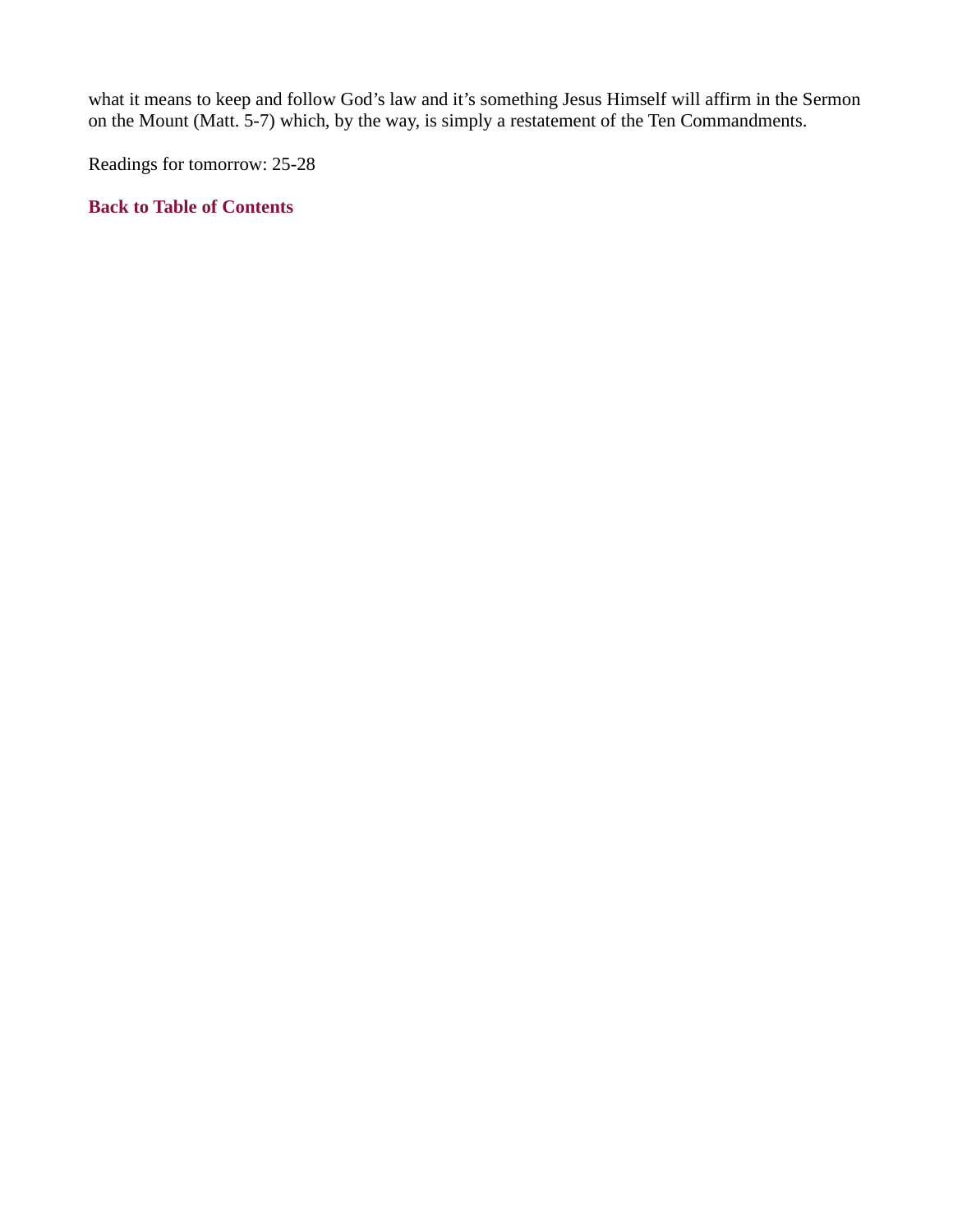what it means to keep and follow God’s law and it’s something Jesus Himself will affirm in the Sermon on the Mount (Matt. 5-7) which, by the way, is simply a restatement of the Ten Commandments.

Readings for tomorrow: 25-28

**Back to Table of Contents**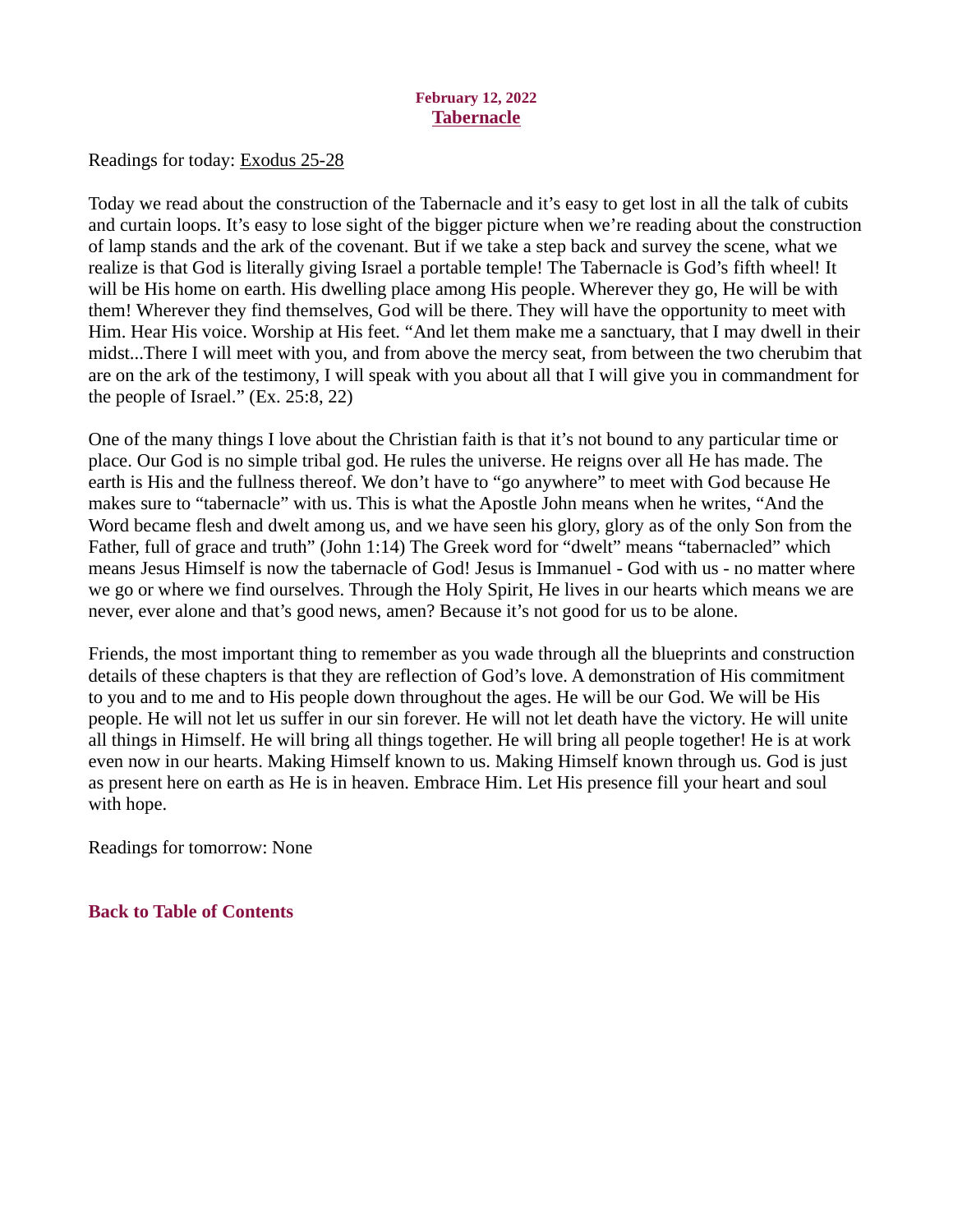**February 12, 2022**
## Tabernacle

Readings for today: Exodus 25-28

Today we read about the construction of the Tabernacle and it's easy to get lost in all the talk of cubits and curtain loops. It's easy to lose sight of the bigger picture when we're reading about the construction of lamp stands and the ark of the covenant. But if we take a step back and survey the scene, what we realize is that God is literally giving Israel a portable temple! The Tabernacle is God's fifth wheel! It will be His home on earth. His dwelling place among His people. Wherever they go, He will be with them! Wherever they find themselves, God will be there. They will have the opportunity to meet with Him. Hear His voice. Worship at His feet. "And let them make me a sanctuary, that I may dwell in their midst...There I will meet with you, and from above the mercy seat, from between the two cherubim that are on the ark of the testimony, I will speak with you about all that I will give you in commandment for the people of Israel." (Ex. 25:8, 22)

One of the many things I love about the Christian faith is that it's not bound to any particular time or place. Our God is no simple tribal god. He rules the universe. He reigns over all He has made. The earth is His and the fullness thereof. We don't have to "go anywhere" to meet with God because He makes sure to "tabernacle" with us. This is what the Apostle John means when he writes, "And the Word became flesh and dwelt among us, and we have seen his glory, glory as of the only Son from the Father, full of grace and truth" (John 1:14) The Greek word for "dwelt" means "tabernacled" which means Jesus Himself is now the tabernacle of God! Jesus is Immanuel - God with us - no matter where we go or where we find ourselves. Through the Holy Spirit, He lives in our hearts which means we are never, ever alone and that's good news, amen? Because it's not good for us to be alone.

Friends, the most important thing to remember as you wade through all the blueprints and construction details of these chapters is that they are reflection of God's love. A demonstration of His commitment to you and to me and to His people down throughout the ages. He will be our God. We will be His people. He will not let us suffer in our sin forever. He will not let death have the victory. He will unite all things in Himself. He will bring all things together. He will bring all people together! He is at work even now in our hearts. Making Himself known to us. Making Himself known through us. God is just as present here on earth as He is in heaven. Embrace Him. Let His presence fill your heart and soul with hope.

Readings for tomorrow: None

**Back to Table of Contents**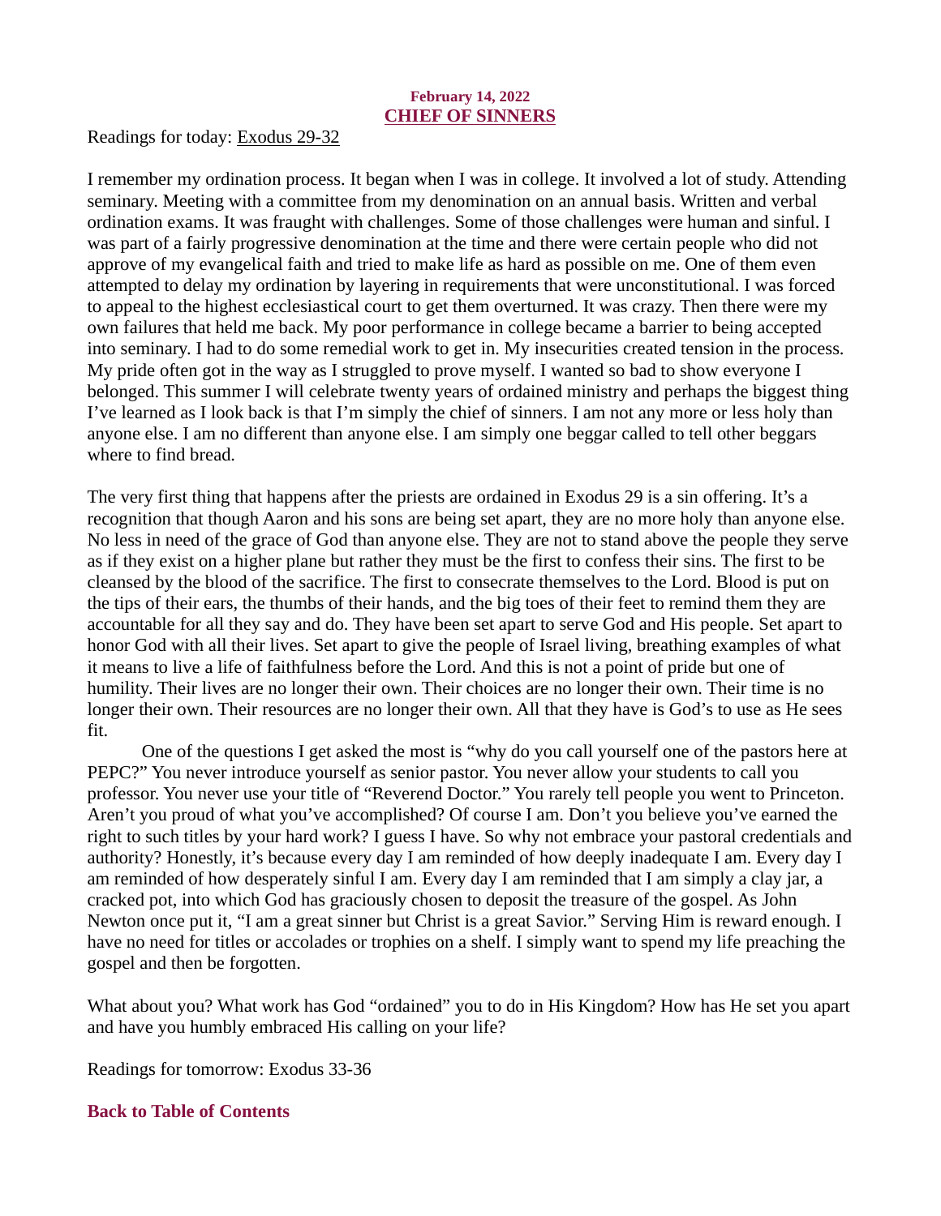**February 14, 2022**

## CHIEF OF SINNERS

Readings for today: Exodus 29-32

I remember my ordination process. It began when I was in college. It involved a lot of study. Attending seminary. Meeting with a committee from my denomination on an annual basis. Written and verbal ordination exams. It was fraught with challenges. Some of those challenges were human and sinful. I was part of a fairly progressive denomination at the time and there were certain people who did not approve of my evangelical faith and tried to make life as hard as possible on me. One of them even attempted to delay my ordination by layering in requirements that were unconstitutional. I was forced to appeal to the highest ecclesiastical court to get them overturned. It was crazy. Then there were my own failures that held me back. My poor performance in college became a barrier to being accepted into seminary. I had to do some remedial work to get in. My insecurities created tension in the process. My pride often got in the way as I struggled to prove myself. I wanted so bad to show everyone I belonged. This summer I will celebrate twenty years of ordained ministry and perhaps the biggest thing I've learned as I look back is that I'm simply the chief of sinners. I am not any more or less holy than anyone else. I am no different than anyone else. I am simply one beggar called to tell other beggars where to find bread.

The very first thing that happens after the priests are ordained in Exodus 29 is a sin offering. It's a recognition that though Aaron and his sons are being set apart, they are no more holy than anyone else. No less in need of the grace of God than anyone else. They are not to stand above the people they serve as if they exist on a higher plane but rather they must be the first to confess their sins. The first to be cleansed by the blood of the sacrifice. The first to consecrate themselves to the Lord. Blood is put on the tips of their ears, the thumbs of their hands, and the big toes of their feet to remind them they are accountable for all they say and do. They have been set apart to serve God and His people. Set apart to honor God with all their lives. Set apart to give the people of Israel living, breathing examples of what it means to live a life of faithfulness before the Lord. And this is not a point of pride but one of humility. Their lives are no longer their own. Their choices are no longer their own. Their time is no longer their own. Their resources are no longer their own. All that they have is God's to use as He sees fit.

One of the questions I get asked the most is "why do you call yourself one of the pastors here at PEPC?" You never introduce yourself as senior pastor. You never allow your students to call you professor. You never use your title of "Reverend Doctor." You rarely tell people you went to Princeton. Aren't you proud of what you've accomplished? Of course I am. Don't you believe you've earned the right to such titles by your hard work? I guess I have. So why not embrace your pastoral credentials and authority? Honestly, it's because every day I am reminded of how deeply inadequate I am. Every day I am reminded of how desperately sinful I am. Every day I am reminded that I am simply a clay jar, a cracked pot, into which God has graciously chosen to deposit the treasure of the gospel. As John Newton once put it, "I am a great sinner but Christ is a great Savior." Serving Him is reward enough. I have no need for titles or accolades or trophies on a shelf. I simply want to spend my life preaching the gospel and then be forgotten.

What about you? What work has God "ordained" you to do in His Kingdom? How has He set you apart and have you humbly embraced His calling on your life?

Readings for tomorrow: Exodus 33-36

**Back to Table of Contents**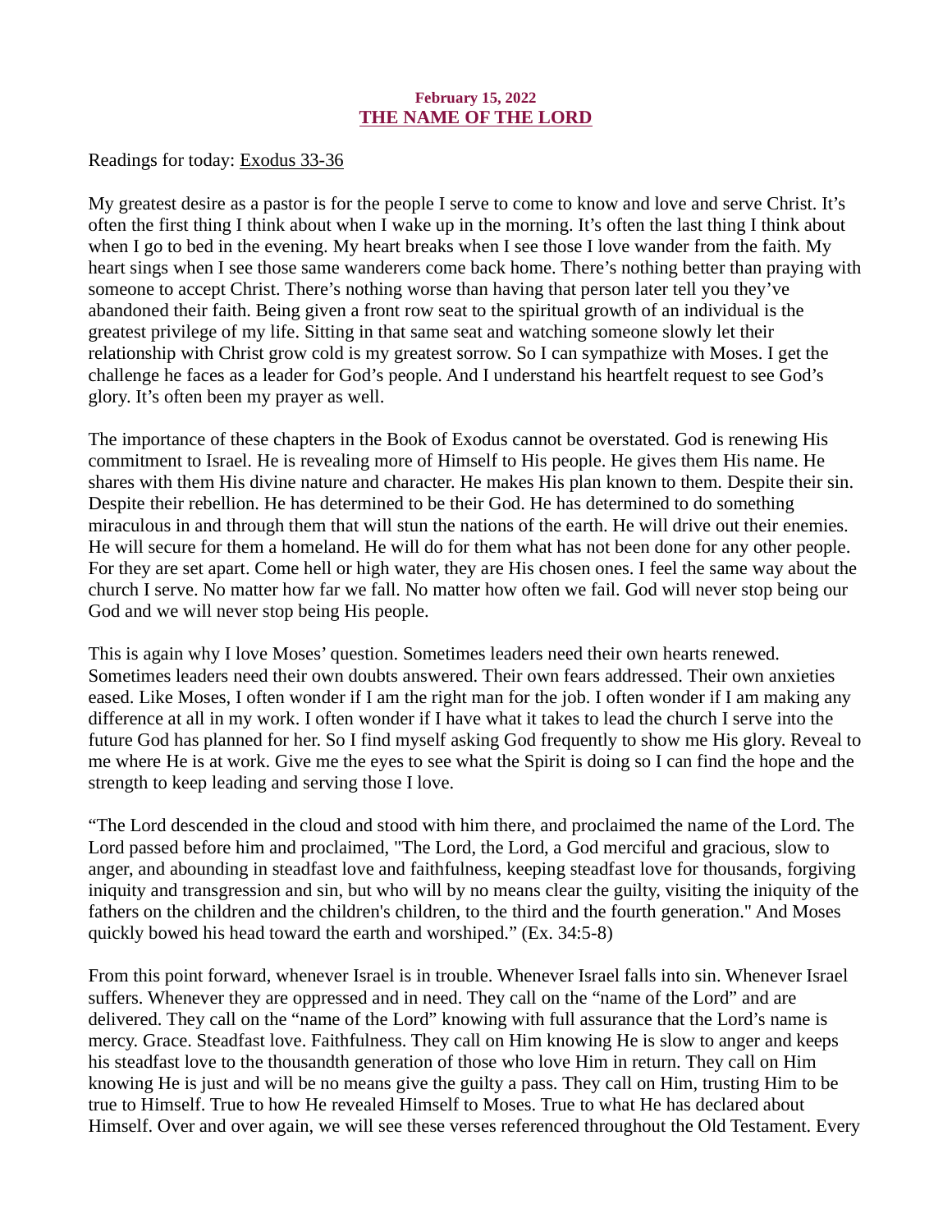February 15, 2022
# THE NAME OF THE LORD

Readings for today: Exodus 33-36

My greatest desire as a pastor is for the people I serve to come to know and love and serve Christ. It's often the first thing I think about when I wake up in the morning. It's often the last thing I think about when I go to bed in the evening. My heart breaks when I see those I love wander from the faith. My heart sings when I see those same wanderers come back home. There's nothing better than praying with someone to accept Christ. There's nothing worse than having that person later tell you they've abandoned their faith. Being given a front row seat to the spiritual growth of an individual is the greatest privilege of my life. Sitting in that same seat and watching someone slowly let their relationship with Christ grow cold is my greatest sorrow. So I can sympathize with Moses. I get the challenge he faces as a leader for God's people. And I understand his heartfelt request to see God's glory. It's often been my prayer as well.

The importance of these chapters in the Book of Exodus cannot be overstated. God is renewing His commitment to Israel. He is revealing more of Himself to His people. He gives them His name. He shares with them His divine nature and character. He makes His plan known to them. Despite their sin. Despite their rebellion. He has determined to be their God. He has determined to do something miraculous in and through them that will stun the nations of the earth. He will drive out their enemies. He will secure for them a homeland. He will do for them what has not been done for any other people. For they are set apart. Come hell or high water, they are His chosen ones. I feel the same way about the church I serve. No matter how far we fall. No matter how often we fail. God will never stop being our God and we will never stop being His people.

This is again why I love Moses' question. Sometimes leaders need their own hearts renewed. Sometimes leaders need their own doubts answered. Their own fears addressed. Their own anxieties eased. Like Moses, I often wonder if I am the right man for the job. I often wonder if I am making any difference at all in my work. I often wonder if I have what it takes to lead the church I serve into the future God has planned for her. So I find myself asking God frequently to show me His glory. Reveal to me where He is at work. Give me the eyes to see what the Spirit is doing so I can find the hope and the strength to keep leading and serving those I love.

"The Lord descended in the cloud and stood with him there, and proclaimed the name of the Lord. The Lord passed before him and proclaimed, "The Lord, the Lord, a God merciful and gracious, slow to anger, and abounding in steadfast love and faithfulness, keeping steadfast love for thousands, forgiving iniquity and transgression and sin, but who will by no means clear the guilty, visiting the iniquity of the fathers on the children and the children's children, to the third and the fourth generation." And Moses quickly bowed his head toward the earth and worshiped." (Ex. 34:5-8)

From this point forward, whenever Israel is in trouble. Whenever Israel falls into sin. Whenever Israel suffers. Whenever they are oppressed and in need. They call on the "name of the Lord" and are delivered. They call on the "name of the Lord" knowing with full assurance that the Lord's name is mercy. Grace. Steadfast love. Faithfulness. They call on Him knowing He is slow to anger and keeps his steadfast love to the thousandth generation of those who love Him in return. They call on Him knowing He is just and will be no means give the guilty a pass. They call on Him, trusting Him to be true to Himself. True to how He revealed Himself to Moses. True to what He has declared about Himself. Over and over again, we will see these verses referenced throughout the Old Testament. Every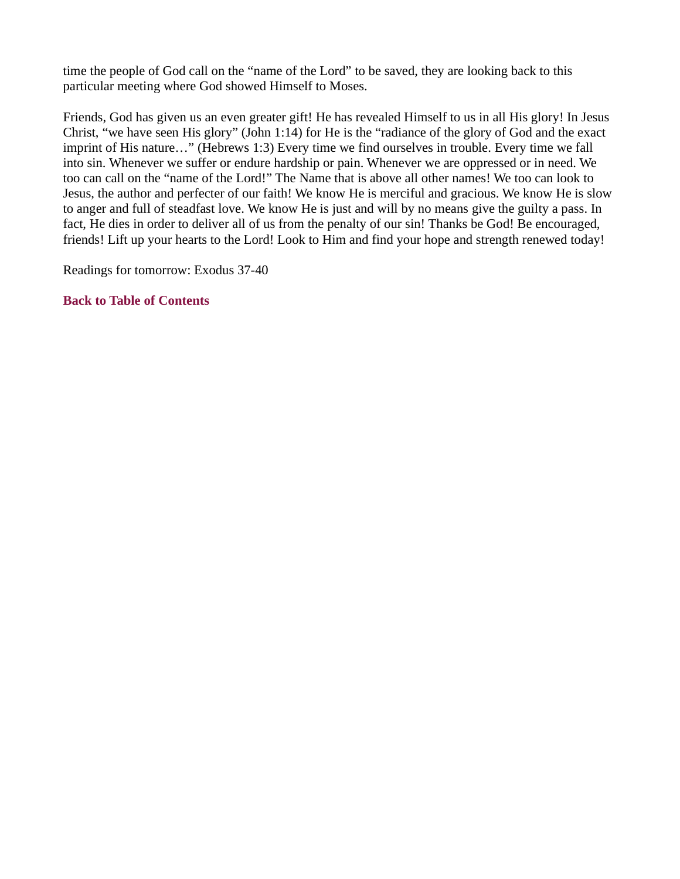time the people of God call on the “name of the Lord” to be saved, they are looking back to this particular meeting where God showed Himself to Moses.

Friends, God has given us an even greater gift! He has revealed Himself to us in all His glory! In Jesus Christ, “we have seen His glory” (John 1:14) for He is the “radiance of the glory of God and the exact imprint of His nature…” (Hebrews 1:3) Every time we find ourselves in trouble. Every time we fall into sin. Whenever we suffer or endure hardship or pain. Whenever we are oppressed or in need. We too can call on the “name of the Lord!” The Name that is above all other names! We too can look to Jesus, the author and perfecter of our faith! We know He is merciful and gracious. We know He is slow to anger and full of steadfast love. We know He is just and will by no means give the guilty a pass. In fact, He dies in order to deliver all of us from the penalty of our sin! Thanks be God! Be encouraged, friends! Lift up your hearts to the Lord! Look to Him and find your hope and strength renewed today!

Readings for tomorrow: Exodus 37-40

**Back to Table of Contents**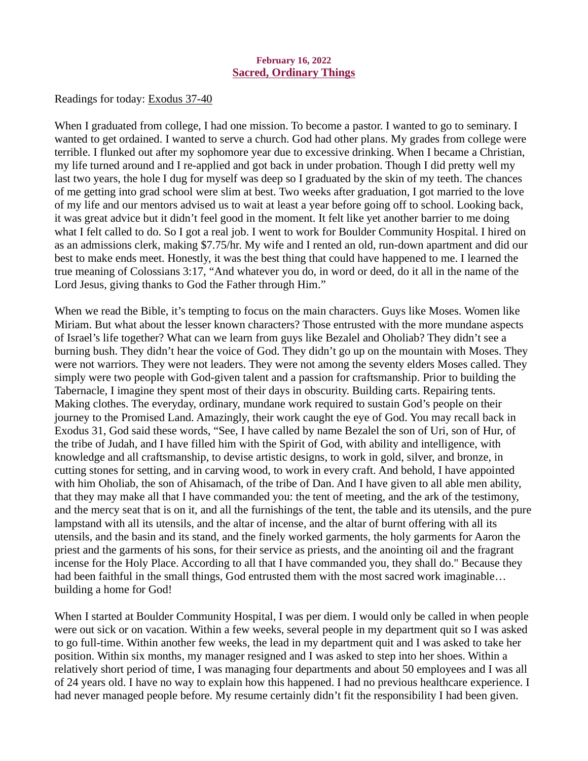**February 16, 2022**
## Sacred, Ordinary Things

Readings for today: Exodus 37-40

When I graduated from college, I had one mission. To become a pastor. I wanted to go to seminary. I wanted to get ordained. I wanted to serve a church. God had other plans. My grades from college were terrible. I flunked out after my sophomore year due to excessive drinking. When I became a Christian, my life turned around and I re-applied and got back in under probation. Though I did pretty well my last two years, the hole I dug for myself was deep so I graduated by the skin of my teeth. The chances of me getting into grad school were slim at best. Two weeks after graduation, I got married to the love of my life and our mentors advised us to wait at least a year before going off to school. Looking back, it was great advice but it didn't feel good in the moment. It felt like yet another barrier to me doing what I felt called to do. So I got a real job. I went to work for Boulder Community Hospital. I hired on as an admissions clerk, making $7.75/hr. My wife and I rented an old, run-down apartment and did our best to make ends meet. Honestly, it was the best thing that could have happened to me. I learned the true meaning of Colossians 3:17, "And whatever you do, in word or deed, do it all in the name of the Lord Jesus, giving thanks to God the Father through Him."

When we read the Bible, it's tempting to focus on the main characters. Guys like Moses. Women like Miriam. But what about the lesser known characters? Those entrusted with the more mundane aspects of Israel's life together? What can we learn from guys like Bezalel and Oholiab? They didn't see a burning bush. They didn't hear the voice of God. They didn't go up on the mountain with Moses. They were not warriors. They were not leaders. They were not among the seventy elders Moses called. They simply were two people with God-given talent and a passion for craftsmanship. Prior to building the Tabernacle, I imagine they spent most of their days in obscurity. Building carts. Repairing tents. Making clothes. The everyday, ordinary, mundane work required to sustain God's people on their journey to the Promised Land. Amazingly, their work caught the eye of God. You may recall back in Exodus 31, God said these words, "See, I have called by name Bezalel the son of Uri, son of Hur, of the tribe of Judah, and I have filled him with the Spirit of God, with ability and intelligence, with knowledge and all craftsmanship, to devise artistic designs, to work in gold, silver, and bronze, in cutting stones for setting, and in carving wood, to work in every craft. And behold, I have appointed with him Oholiab, the son of Ahisamach, of the tribe of Dan. And I have given to all able men ability, that they may make all that I have commanded you: the tent of meeting, and the ark of the testimony, and the mercy seat that is on it, and all the furnishings of the tent, the table and its utensils, and the pure lampstand with all its utensils, and the altar of incense, and the altar of burnt offering with all its utensils, and the basin and its stand, and the finely worked garments, the holy garments for Aaron the priest and the garments of his sons, for their service as priests, and the anointing oil and the fragrant incense for the Holy Place. According to all that I have commanded you, they shall do." Because they had been faithful in the small things, God entrusted them with the most sacred work imaginable… building a home for God!

When I started at Boulder Community Hospital, I was per diem. I would only be called in when people were out sick or on vacation. Within a few weeks, several people in my department quit so I was asked to go full-time. Within another few weeks, the lead in my department quit and I was asked to take her position. Within six months, my manager resigned and I was asked to step into her shoes. Within a relatively short period of time, I was managing four departments and about 50 employees and I was all of 24 years old. I have no way to explain how this happened. I had no previous healthcare experience. I had never managed people before. My resume certainly didn't fit the responsibility I had been given.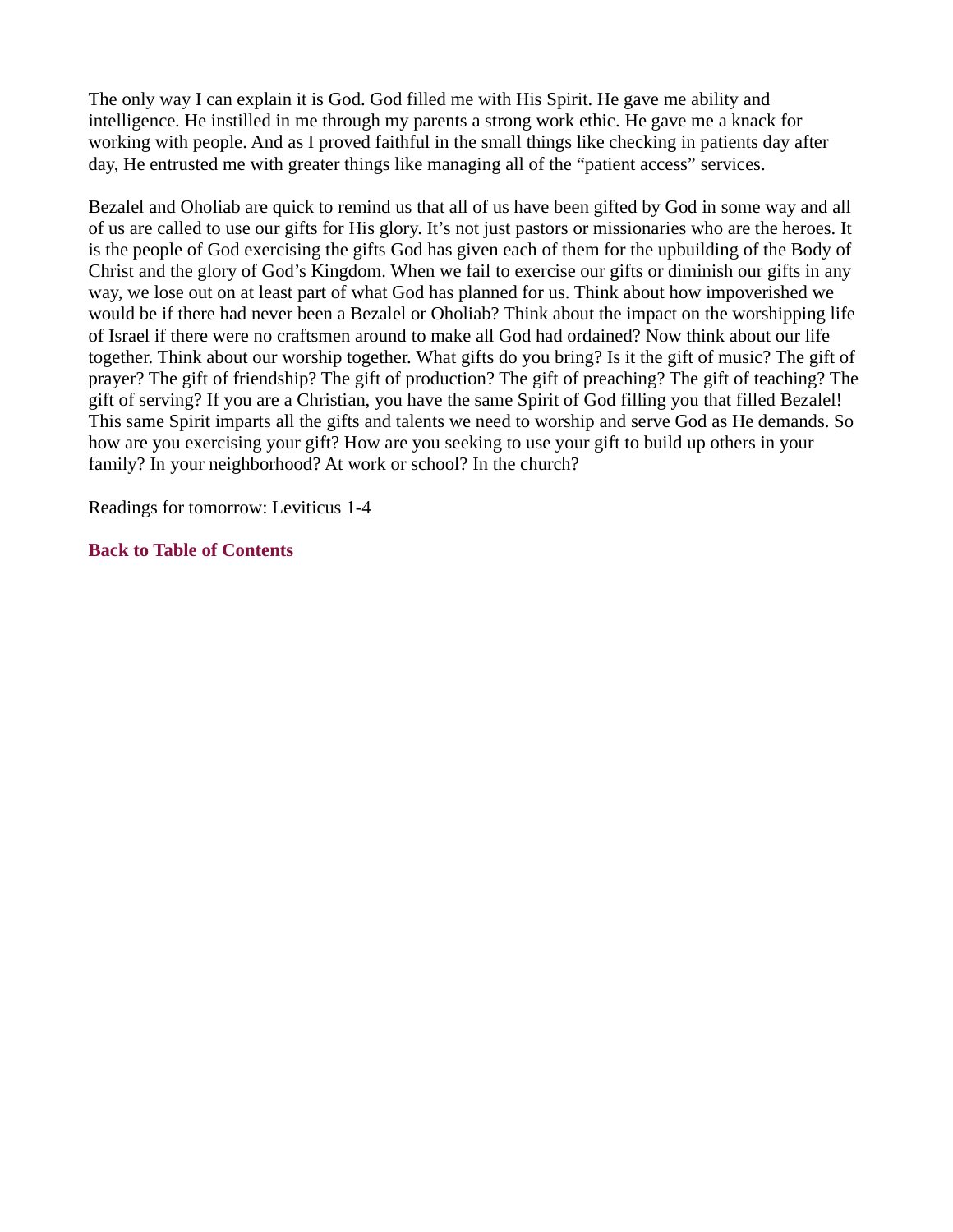The only way I can explain it is God. God filled me with His Spirit. He gave me ability and intelligence. He instilled in me through my parents a strong work ethic. He gave me a knack for working with people. And as I proved faithful in the small things like checking in patients day after day, He entrusted me with greater things like managing all of the "patient access" services.

Bezalel and Oholiab are quick to remind us that all of us have been gifted by God in some way and all of us are called to use our gifts for His glory. It's not just pastors or missionaries who are the heroes. It is the people of God exercising the gifts God has given each of them for the upbuilding of the Body of Christ and the glory of God's Kingdom. When we fail to exercise our gifts or diminish our gifts in any way, we lose out on at least part of what God has planned for us. Think about how impoverished we would be if there had never been a Bezalel or Oholiab? Think about the impact on the worshipping life of Israel if there were no craftsmen around to make all God had ordained? Now think about our life together. Think about our worship together. What gifts do you bring? Is it the gift of music? The gift of prayer? The gift of friendship? The gift of production? The gift of preaching? The gift of teaching? The gift of serving? If you are a Christian, you have the same Spirit of God filling you that filled Bezalel! This same Spirit imparts all the gifts and talents we need to worship and serve God as He demands. So how are you exercising your gift? How are you seeking to use your gift to build up others in your family? In your neighborhood? At work or school? In the church?

Readings for tomorrow: Leviticus 1-4

**Back to Table of Contents**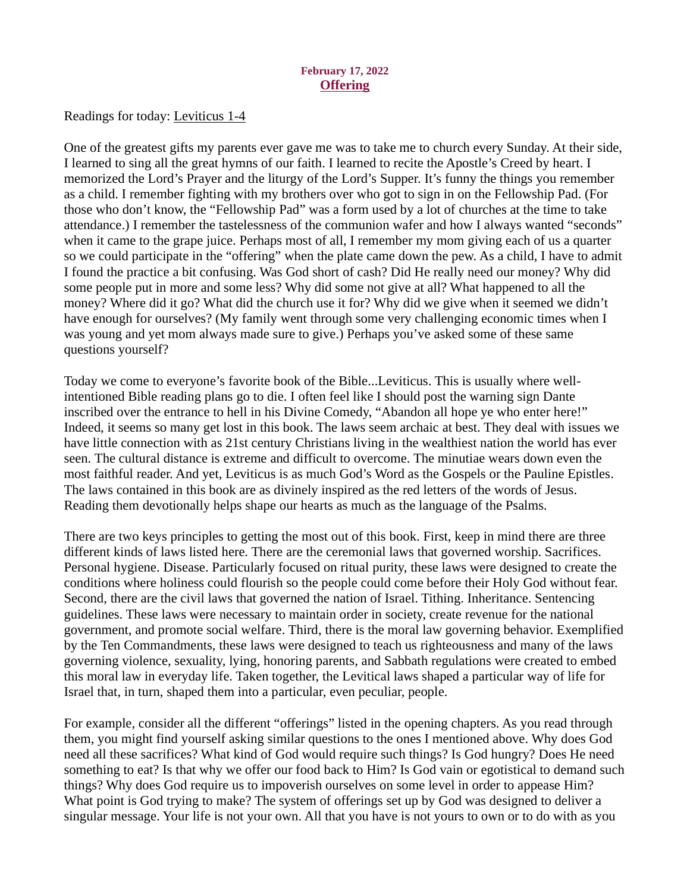February 17, 2022

## Offering

Readings for today: Leviticus 1-4

One of the greatest gifts my parents ever gave me was to take me to church every Sunday. At their side, I learned to sing all the great hymns of our faith. I learned to recite the Apostle's Creed by heart. I memorized the Lord's Prayer and the liturgy of the Lord's Supper. It's funny the things you remember as a child. I remember fighting with my brothers over who got to sign in on the Fellowship Pad. (For those who don't know, the "Fellowship Pad" was a form used by a lot of churches at the time to take attendance.) I remember the tastelessness of the communion wafer and how I always wanted "seconds" when it came to the grape juice. Perhaps most of all, I remember my mom giving each of us a quarter so we could participate in the "offering" when the plate came down the pew. As a child, I have to admit I found the practice a bit confusing. Was God short of cash? Did He really need our money? Why did some people put in more and some less? Why did some not give at all? What happened to all the money? Where did it go? What did the church use it for? Why did we give when it seemed we didn't have enough for ourselves? (My family went through some very challenging economic times when I was young and yet mom always made sure to give.) Perhaps you've asked some of these same questions yourself?

Today we come to everyone's favorite book of the Bible...Leviticus. This is usually where well-intentioned Bible reading plans go to die. I often feel like I should post the warning sign Dante inscribed over the entrance to hell in his Divine Comedy, "Abandon all hope ye who enter here!" Indeed, it seems so many get lost in this book. The laws seem archaic at best. They deal with issues we have little connection with as 21st century Christians living in the wealthiest nation the world has ever seen. The cultural distance is extreme and difficult to overcome. The minutiae wears down even the most faithful reader. And yet, Leviticus is as much God's Word as the Gospels or the Pauline Epistles. The laws contained in this book are as divinely inspired as the red letters of the words of Jesus. Reading them devotionally helps shape our hearts as much as the language of the Psalms.

There are two keys principles to getting the most out of this book. First, keep in mind there are three different kinds of laws listed here. There are the ceremonial laws that governed worship. Sacrifices. Personal hygiene. Disease. Particularly focused on ritual purity, these laws were designed to create the conditions where holiness could flourish so the people could come before their Holy God without fear. Second, there are the civil laws that governed the nation of Israel. Tithing. Inheritance. Sentencing guidelines. These laws were necessary to maintain order in society, create revenue for the national government, and promote social welfare. Third, there is the moral law governing behavior. Exemplified by the Ten Commandments, these laws were designed to teach us righteousness and many of the laws governing violence, sexuality, lying, honoring parents, and Sabbath regulations were created to embed this moral law in everyday life. Taken together, the Levitical laws shaped a particular way of life for Israel that, in turn, shaped them into a particular, even peculiar, people.

For example, consider all the different "offerings" listed in the opening chapters. As you read through them, you might find yourself asking similar questions to the ones I mentioned above. Why does God need all these sacrifices? What kind of God would require such things? Is God hungry? Does He need something to eat? Is that why we offer our food back to Him? Is God vain or egotistical to demand such things? Why does God require us to impoverish ourselves on some level in order to appease Him? What point is God trying to make? The system of offerings set up by God was designed to deliver a singular message. Your life is not your own. All that you have is not yours to own or to do with as you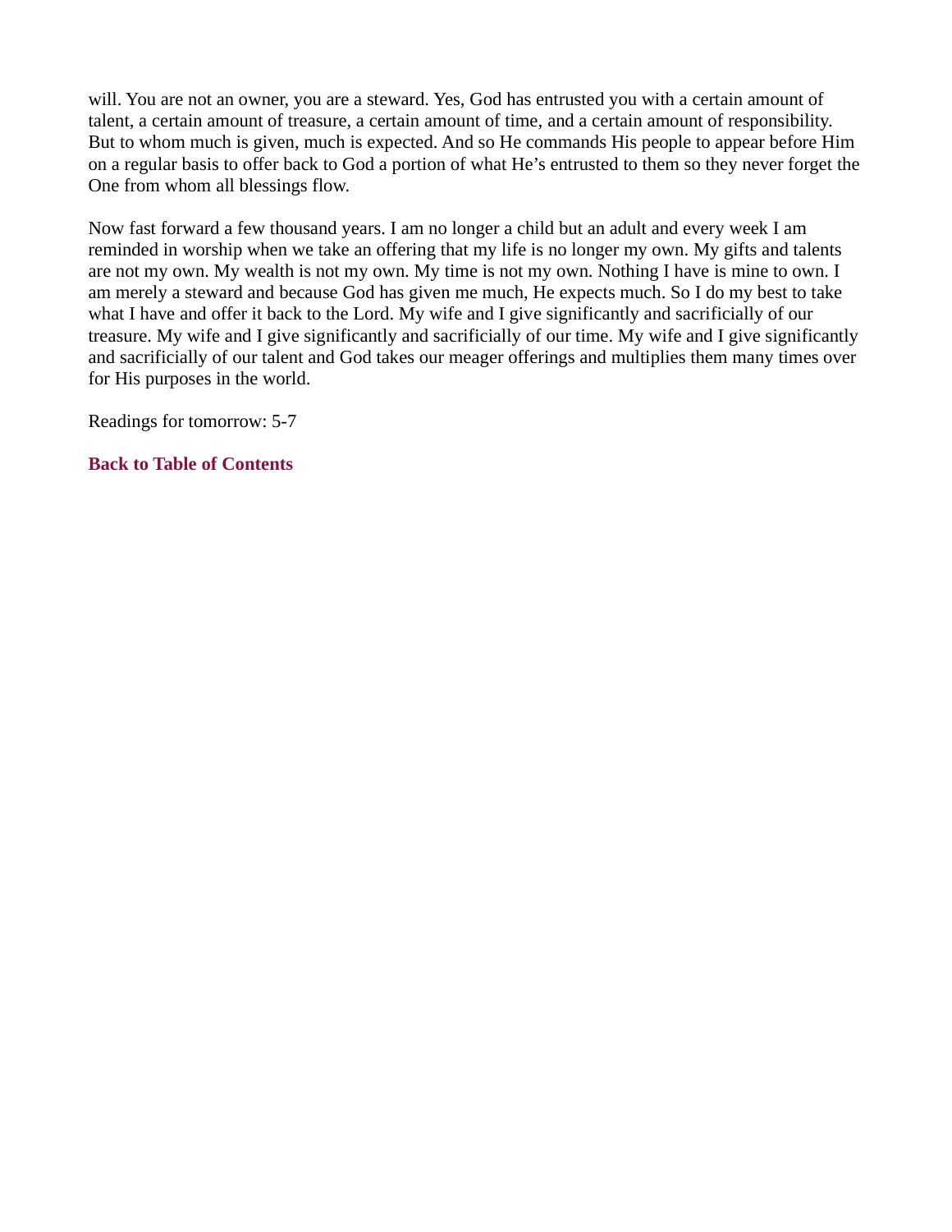will. You are not an owner, you are a steward. Yes, God has entrusted you with a certain amount of talent, a certain amount of treasure, a certain amount of time, and a certain amount of responsibility. But to whom much is given, much is expected. And so He commands His people to appear before Him on a regular basis to offer back to God a portion of what He's entrusted to them so they never forget the One from whom all blessings flow.

Now fast forward a few thousand years. I am no longer a child but an adult and every week I am reminded in worship when we take an offering that my life is no longer my own. My gifts and talents are not my own. My wealth is not my own. My time is not my own. Nothing I have is mine to own. I am merely a steward and because God has given me much, He expects much. So I do my best to take what I have and offer it back to the Lord. My wife and I give significantly and sacrificially of our treasure. My wife and I give significantly and sacrificially of our time. My wife and I give significantly and sacrificially of our talent and God takes our meager offerings and multiplies them many times over for His purposes in the world.

Readings for tomorrow: 5-7

**Back to Table of Contents**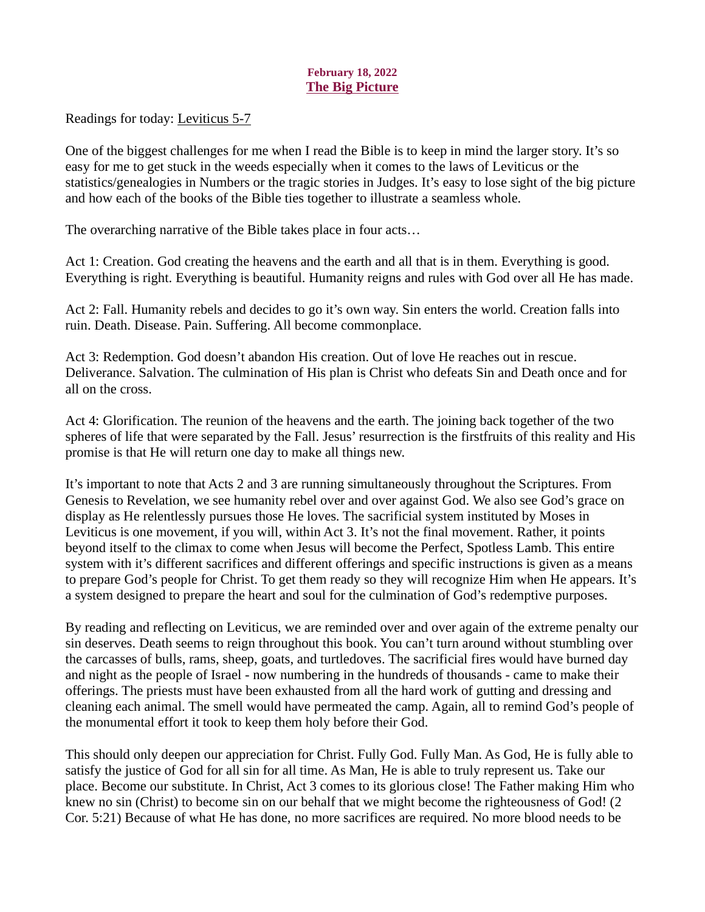**February 18, 2022**
## The Big Picture

Readings for today: Leviticus 5-7

One of the biggest challenges for me when I read the Bible is to keep in mind the larger story. It's so easy for me to get stuck in the weeds especially when it comes to the laws of Leviticus or the statistics/genealogies in Numbers or the tragic stories in Judges. It's easy to lose sight of the big picture and how each of the books of the Bible ties together to illustrate a seamless whole.

The overarching narrative of the Bible takes place in four acts…

Act 1: Creation. God creating the heavens and the earth and all that is in them. Everything is good. Everything is right. Everything is beautiful. Humanity reigns and rules with God over all He has made.

Act 2: Fall. Humanity rebels and decides to go it's own way. Sin enters the world. Creation falls into ruin. Death. Disease. Pain. Suffering. All become commonplace.

Act 3: Redemption. God doesn't abandon His creation. Out of love He reaches out in rescue. Deliverance. Salvation. The culmination of His plan is Christ who defeats Sin and Death once and for all on the cross.

Act 4: Glorification. The reunion of the heavens and the earth. The joining back together of the two spheres of life that were separated by the Fall. Jesus' resurrection is the firstfruits of this reality and His promise is that He will return one day to make all things new.

It's important to note that Acts 2 and 3 are running simultaneously throughout the Scriptures. From Genesis to Revelation, we see humanity rebel over and over against God. We also see God's grace on display as He relentlessly pursues those He loves. The sacrificial system instituted by Moses in Leviticus is one movement, if you will, within Act 3. It's not the final movement. Rather, it points beyond itself to the climax to come when Jesus will become the Perfect, Spotless Lamb. This entire system with it's different sacrifices and different offerings and specific instructions is given as a means to prepare God's people for Christ. To get them ready so they will recognize Him when He appears. It's a system designed to prepare the heart and soul for the culmination of God's redemptive purposes.

By reading and reflecting on Leviticus, we are reminded over and over again of the extreme penalty our sin deserves. Death seems to reign throughout this book. You can't turn around without stumbling over the carcasses of bulls, rams, sheep, goats, and turtledoves. The sacrificial fires would have burned day and night as the people of Israel - now numbering in the hundreds of thousands - came to make their offerings. The priests must have been exhausted from all the hard work of gutting and dressing and cleaning each animal. The smell would have permeated the camp. Again, all to remind God's people of the monumental effort it took to keep them holy before their God.

This should only deepen our appreciation for Christ. Fully God. Fully Man. As God, He is fully able to satisfy the justice of God for all sin for all time. As Man, He is able to truly represent us. Take our place. Become our substitute. In Christ, Act 3 comes to its glorious close! The Father making Him who knew no sin (Christ) to become sin on our behalf that we might become the righteousness of God! (2 Cor. 5:21) Because of what He has done, no more sacrifices are required. No more blood needs to be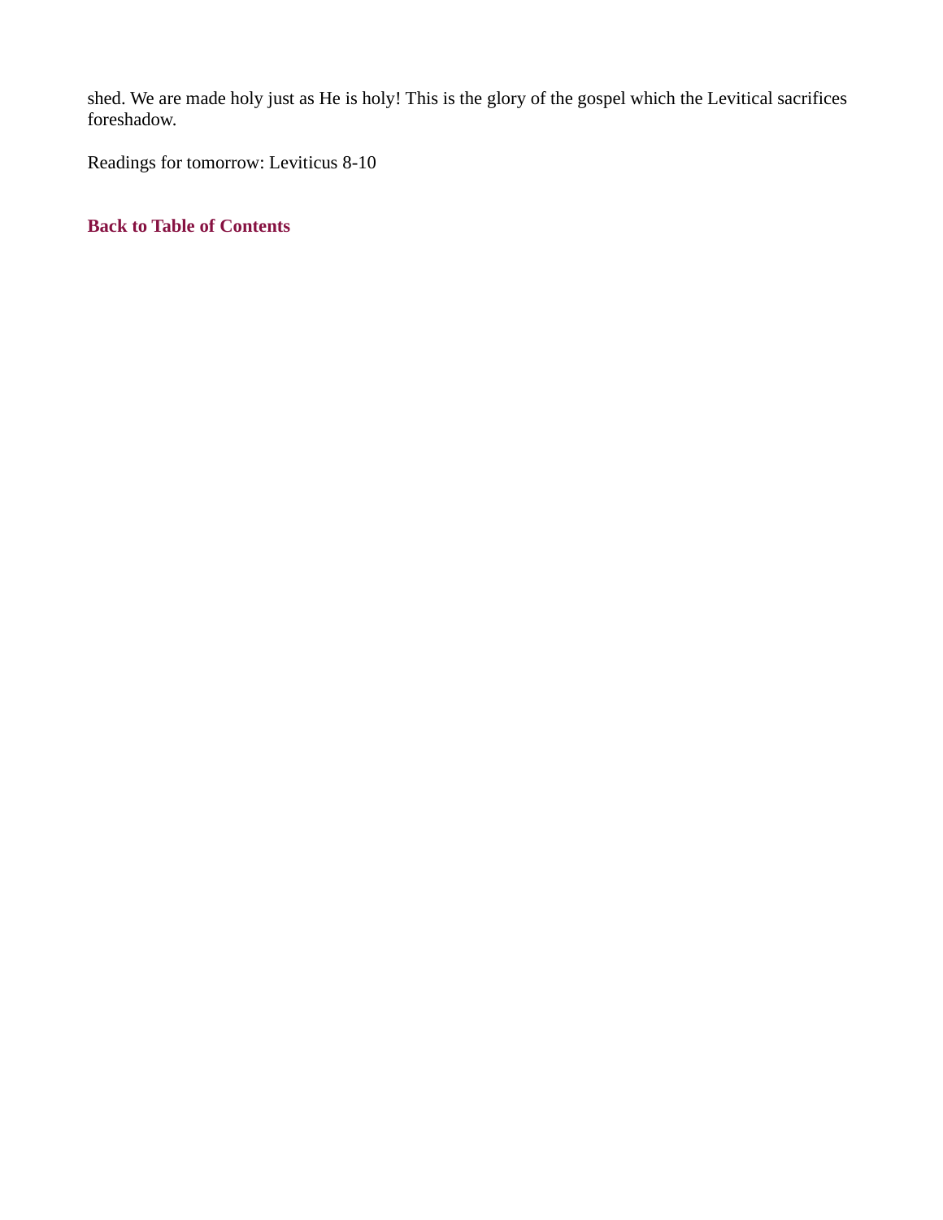shed. We are made holy just as He is holy! This is the glory of the gospel which the Levitical sacrifices foreshadow.

Readings for tomorrow: Leviticus 8-10

**Back to Table of Contents**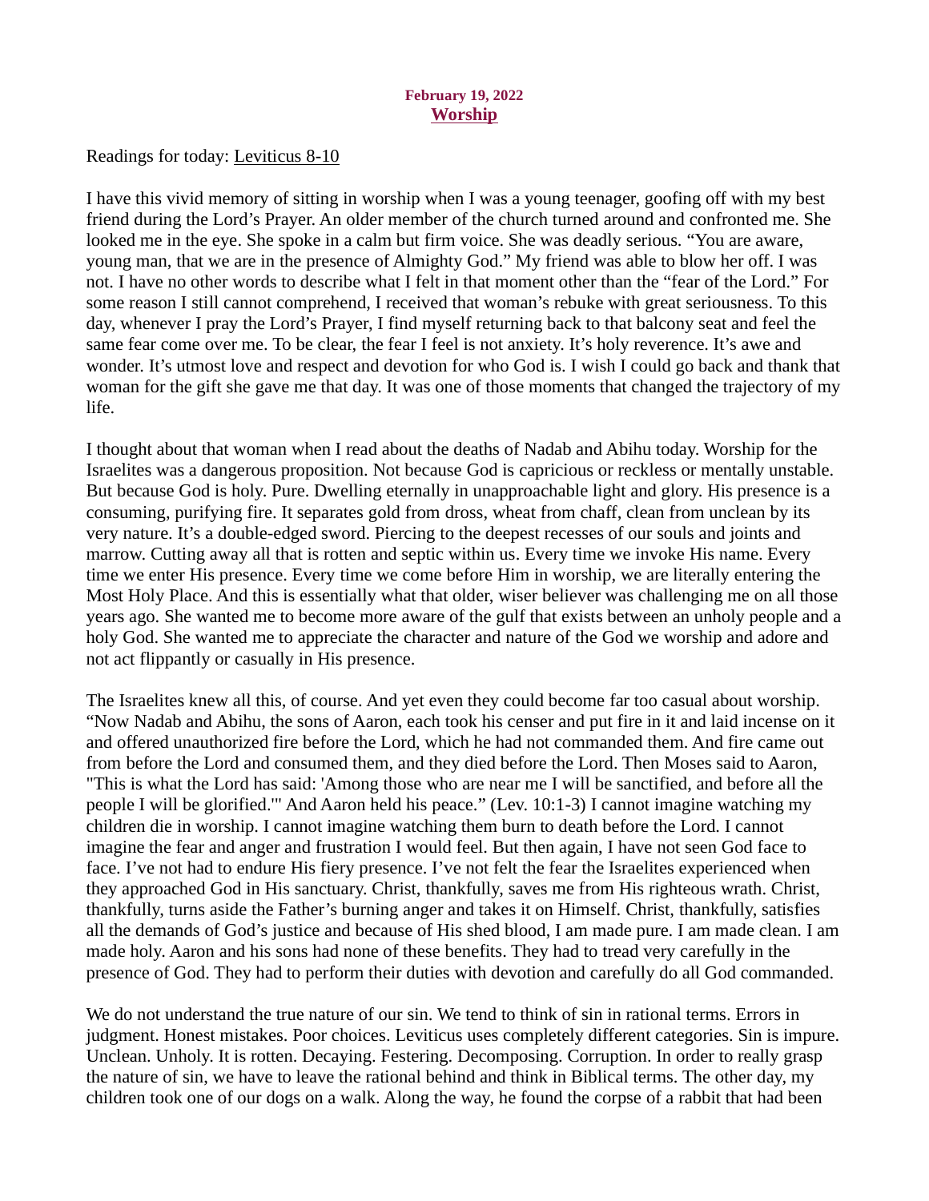**February 19, 2022**

## Worship

Readings for today: Leviticus 8-10

I have this vivid memory of sitting in worship when I was a young teenager, goofing off with my best friend during the Lord's Prayer. An older member of the church turned around and confronted me. She looked me in the eye. She spoke in a calm but firm voice. She was deadly serious. "You are aware, young man, that we are in the presence of Almighty God." My friend was able to blow her off. I was not. I have no other words to describe what I felt in that moment other than the "fear of the Lord." For some reason I still cannot comprehend, I received that woman's rebuke with great seriousness. To this day, whenever I pray the Lord's Prayer, I find myself returning back to that balcony seat and feel the same fear come over me. To be clear, the fear I feel is not anxiety. It's holy reverence. It's awe and wonder. It's utmost love and respect and devotion for who God is. I wish I could go back and thank that woman for the gift she gave me that day. It was one of those moments that changed the trajectory of my life.

I thought about that woman when I read about the deaths of Nadab and Abihu today. Worship for the Israelites was a dangerous proposition. Not because God is capricious or reckless or mentally unstable. But because God is holy. Pure. Dwelling eternally in unapproachable light and glory. His presence is a consuming, purifying fire. It separates gold from dross, wheat from chaff, clean from unclean by its very nature. It's a double-edged sword. Piercing to the deepest recesses of our souls and joints and marrow. Cutting away all that is rotten and septic within us. Every time we invoke His name. Every time we enter His presence. Every time we come before Him in worship, we are literally entering the Most Holy Place. And this is essentially what that older, wiser believer was challenging me on all those years ago. She wanted me to become more aware of the gulf that exists between an unholy people and a holy God. She wanted me to appreciate the character and nature of the God we worship and adore and not act flippantly or casually in His presence.

The Israelites knew all this, of course. And yet even they could become far too casual about worship. "Now Nadab and Abihu, the sons of Aaron, each took his censer and put fire in it and laid incense on it and offered unauthorized fire before the Lord, which he had not commanded them. And fire came out from before the Lord and consumed them, and they died before the Lord. Then Moses said to Aaron, "This is what the Lord has said: 'Among those who are near me I will be sanctified, and before all the people I will be glorified.'" And Aaron held his peace." (Lev. 10:1-3) I cannot imagine watching my children die in worship. I cannot imagine watching them burn to death before the Lord. I cannot imagine the fear and anger and frustration I would feel. But then again, I have not seen God face to face. I've not had to endure His fiery presence. I've not felt the fear the Israelites experienced when they approached God in His sanctuary. Christ, thankfully, saves me from His righteous wrath. Christ, thankfully, turns aside the Father's burning anger and takes it on Himself. Christ, thankfully, satisfies all the demands of God's justice and because of His shed blood, I am made pure. I am made clean. I am made holy. Aaron and his sons had none of these benefits. They had to tread very carefully in the presence of God. They had to perform their duties with devotion and carefully do all God commanded.

We do not understand the true nature of our sin. We tend to think of sin in rational terms. Errors in judgment. Honest mistakes. Poor choices. Leviticus uses completely different categories. Sin is impure. Unclean. Unholy. It is rotten. Decaying. Festering. Decomposing. Corruption. In order to really grasp the nature of sin, we have to leave the rational behind and think in Biblical terms. The other day, my children took one of our dogs on a walk. Along the way, he found the corpse of a rabbit that had been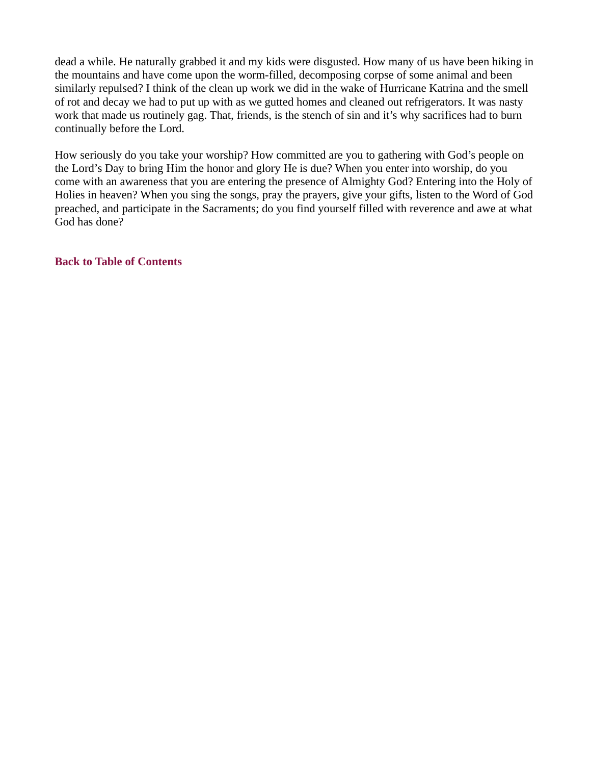dead a while. He naturally grabbed it and my kids were disgusted. How many of us have been hiking in the mountains and have come upon the worm-filled, decomposing corpse of some animal and been similarly repulsed? I think of the clean up work we did in the wake of Hurricane Katrina and the smell of rot and decay we had to put up with as we gutted homes and cleaned out refrigerators. It was nasty work that made us routinely gag. That, friends, is the stench of sin and it's why sacrifices had to burn continually before the Lord.

How seriously do you take your worship? How committed are you to gathering with God's people on the Lord's Day to bring Him the honor and glory He is due? When you enter into worship, do you come with an awareness that you are entering the presence of Almighty God? Entering into the Holy of Holies in heaven? When you sing the songs, pray the prayers, give your gifts, listen to the Word of God preached, and participate in the Sacraments; do you find yourself filled with reverence and awe at what God has done?

**Back to Table of Contents**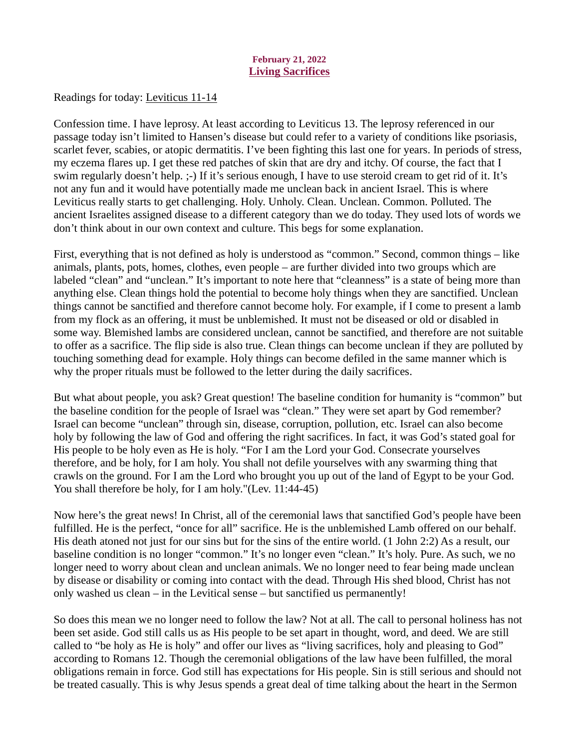**February 21, 2022**
**Living Sacrifices**

Readings for today: Leviticus 11-14

Confession time. I have leprosy. At least according to Leviticus 13. The leprosy referenced in our passage today isn't limited to Hansen's disease but could refer to a variety of conditions like psoriasis, scarlet fever, scabies, or atopic dermatitis. I've been fighting this last one for years. In periods of stress, my eczema flares up. I get these red patches of skin that are dry and itchy. Of course, the fact that I swim regularly doesn't help. ;-) If it's serious enough, I have to use steroid cream to get rid of it. It's not any fun and it would have potentially made me unclean back in ancient Israel. This is where Leviticus really starts to get challenging. Holy. Unholy. Clean. Unclean. Common. Polluted. The ancient Israelites assigned disease to a different category than we do today. They used lots of words we don't think about in our own context and culture. This begs for some explanation.

First, everything that is not defined as holy is understood as "common." Second, common things – like animals, plants, pots, homes, clothes, even people – are further divided into two groups which are labeled "clean" and "unclean." It's important to note here that "cleanness" is a state of being more than anything else. Clean things hold the potential to become holy things when they are sanctified. Unclean things cannot be sanctified and therefore cannot become holy. For example, if I come to present a lamb from my flock as an offering, it must be unblemished. It must not be diseased or old or disabled in some way. Blemished lambs are considered unclean, cannot be sanctified, and therefore are not suitable to offer as a sacrifice. The flip side is also true. Clean things can become unclean if they are polluted by touching something dead for example. Holy things can become defiled in the same manner which is why the proper rituals must be followed to the letter during the daily sacrifices.

But what about people, you ask? Great question! The baseline condition for humanity is "common" but the baseline condition for the people of Israel was "clean." They were set apart by God remember? Israel can become "unclean" through sin, disease, corruption, pollution, etc. Israel can also become holy by following the law of God and offering the right sacrifices. In fact, it was God's stated goal for His people to be holy even as He is holy. "For I am the Lord your God. Consecrate yourselves therefore, and be holy, for I am holy. You shall not defile yourselves with any swarming thing that crawls on the ground. For I am the Lord who brought you up out of the land of Egypt to be your God. You shall therefore be holy, for I am holy."(Lev. 11:44-45)

Now here's the great news! In Christ, all of the ceremonial laws that sanctified God's people have been fulfilled. He is the perfect, "once for all" sacrifice. He is the unblemished Lamb offered on our behalf. His death atoned not just for our sins but for the sins of the entire world. (1 John 2:2) As a result, our baseline condition is no longer "common." It's no longer even "clean." It's holy. Pure. As such, we no longer need to worry about clean and unclean animals. We no longer need to fear being made unclean by disease or disability or coming into contact with the dead. Through His shed blood, Christ has not only washed us clean – in the Levitical sense – but sanctified us permanently!

So does this mean we no longer need to follow the law? Not at all. The call to personal holiness has not been set aside. God still calls us as His people to be set apart in thought, word, and deed. We are still called to "be holy as He is holy" and offer our lives as "living sacrifices, holy and pleasing to God" according to Romans 12. Though the ceremonial obligations of the law have been fulfilled, the moral obligations remain in force. God still has expectations for His people. Sin is still serious and should not be treated casually. This is why Jesus spends a great deal of time talking about the heart in the Sermon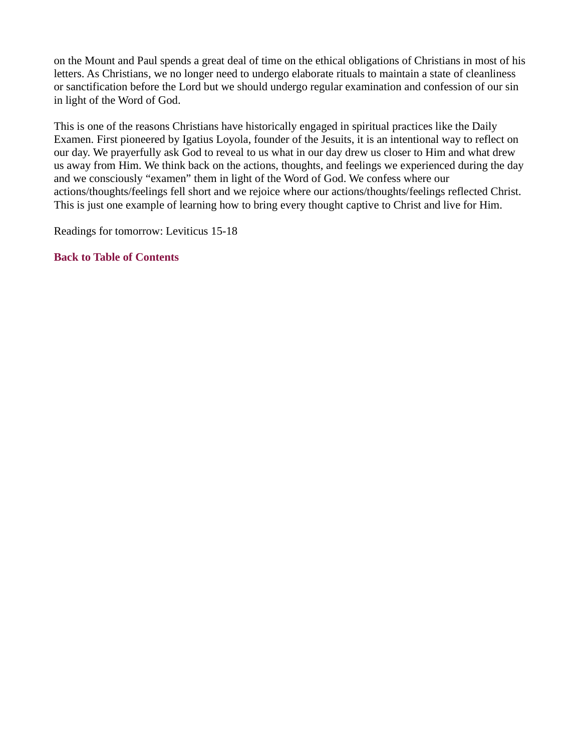on the Mount and Paul spends a great deal of time on the ethical obligations of Christians in most of his letters. As Christians, we no longer need to undergo elaborate rituals to maintain a state of cleanliness or sanctification before the Lord but we should undergo regular examination and confession of our sin in light of the Word of God.

This is one of the reasons Christians have historically engaged in spiritual practices like the Daily Examen. First pioneered by Igatius Loyola, founder of the Jesuits, it is an intentional way to reflect on our day. We prayerfully ask God to reveal to us what in our day drew us closer to Him and what drew us away from Him. We think back on the actions, thoughts, and feelings we experienced during the day and we consciously "examen" them in light of the Word of God. We confess where our actions/thoughts/feelings fell short and we rejoice where our actions/thoughts/feelings reflected Christ. This is just one example of learning how to bring every thought captive to Christ and live for Him.

Readings for tomorrow: Leviticus 15-18

**Back to Table of Contents**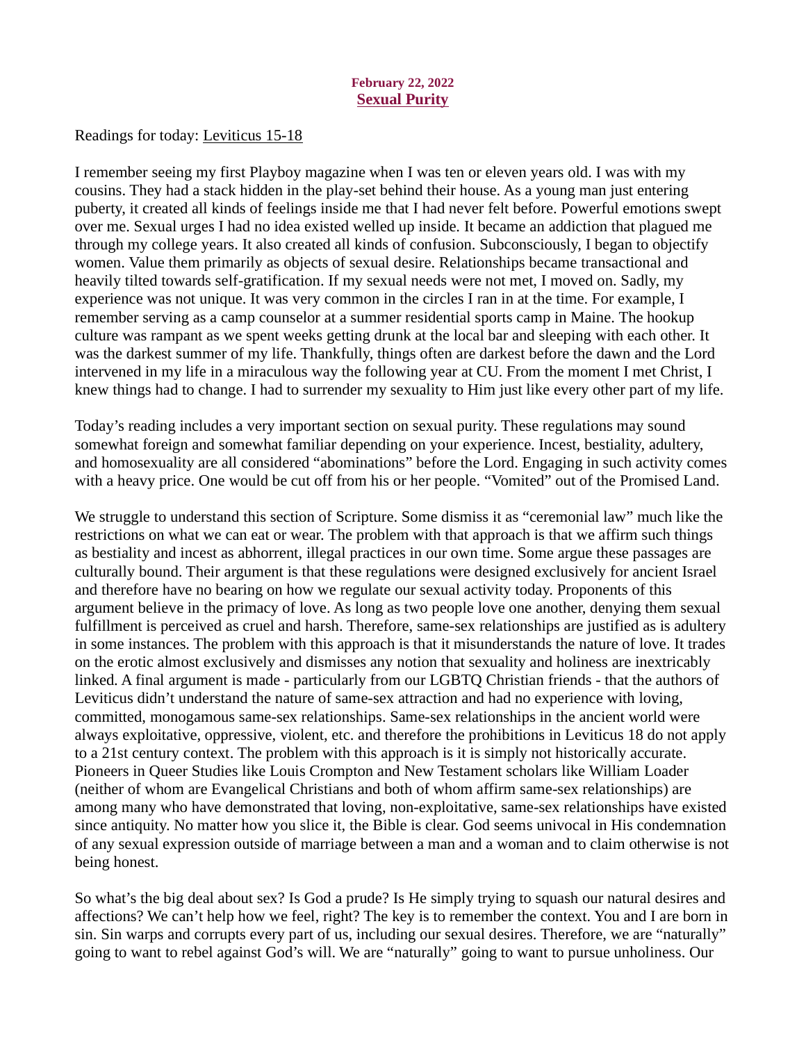**February 22, 2022**
## Sexual Purity

Readings for today: Leviticus 15-18

I remember seeing my first Playboy magazine when I was ten or eleven years old. I was with my cousins. They had a stack hidden in the play-set behind their house. As a young man just entering puberty, it created all kinds of feelings inside me that I had never felt before. Powerful emotions swept over me. Sexual urges I had no idea existed welled up inside. It became an addiction that plagued me through my college years. It also created all kinds of confusion. Subconsciously, I began to objectify women. Value them primarily as objects of sexual desire. Relationships became transactional and heavily tilted towards self-gratification. If my sexual needs were not met, I moved on. Sadly, my experience was not unique. It was very common in the circles I ran in at the time. For example, I remember serving as a camp counselor at a summer residential sports camp in Maine. The hookup culture was rampant as we spent weeks getting drunk at the local bar and sleeping with each other. It was the darkest summer of my life. Thankfully, things often are darkest before the dawn and the Lord intervened in my life in a miraculous way the following year at CU. From the moment I met Christ, I knew things had to change. I had to surrender my sexuality to Him just like every other part of my life.

Today's reading includes a very important section on sexual purity. These regulations may sound somewhat foreign and somewhat familiar depending on your experience. Incest, bestiality, adultery, and homosexuality are all considered "abominations" before the Lord. Engaging in such activity comes with a heavy price. One would be cut off from his or her people. "Vomited" out of the Promised Land.

We struggle to understand this section of Scripture. Some dismiss it as "ceremonial law" much like the restrictions on what we can eat or wear. The problem with that approach is that we affirm such things as bestiality and incest as abhorrent, illegal practices in our own time. Some argue these passages are culturally bound. Their argument is that these regulations were designed exclusively for ancient Israel and therefore have no bearing on how we regulate our sexual activity today. Proponents of this argument believe in the primacy of love. As long as two people love one another, denying them sexual fulfillment is perceived as cruel and harsh. Therefore, same-sex relationships are justified as is adultery in some instances. The problem with this approach is that it misunderstands the nature of love. It trades on the erotic almost exclusively and dismisses any notion that sexuality and holiness are inextricably linked. A final argument is made - particularly from our LGBTQ Christian friends - that the authors of Leviticus didn't understand the nature of same-sex attraction and had no experience with loving, committed, monogamous same-sex relationships. Same-sex relationships in the ancient world were always exploitative, oppressive, violent, etc. and therefore the prohibitions in Leviticus 18 do not apply to a 21st century context. The problem with this approach is it is simply not historically accurate. Pioneers in Queer Studies like Louis Crompton and New Testament scholars like William Loader (neither of whom are Evangelical Christians and both of whom affirm same-sex relationships) are among many who have demonstrated that loving, non-exploitative, same-sex relationships have existed since antiquity. No matter how you slice it, the Bible is clear. God seems univocal in His condemnation of any sexual expression outside of marriage between a man and a woman and to claim otherwise is not being honest.

So what's the big deal about sex? Is God a prude? Is He simply trying to squash our natural desires and affections? We can't help how we feel, right? The key is to remember the context. You and I are born in sin. Sin warps and corrupts every part of us, including our sexual desires. Therefore, we are "naturally" going to want to rebel against God's will. We are "naturally" going to want to pursue unholiness. Our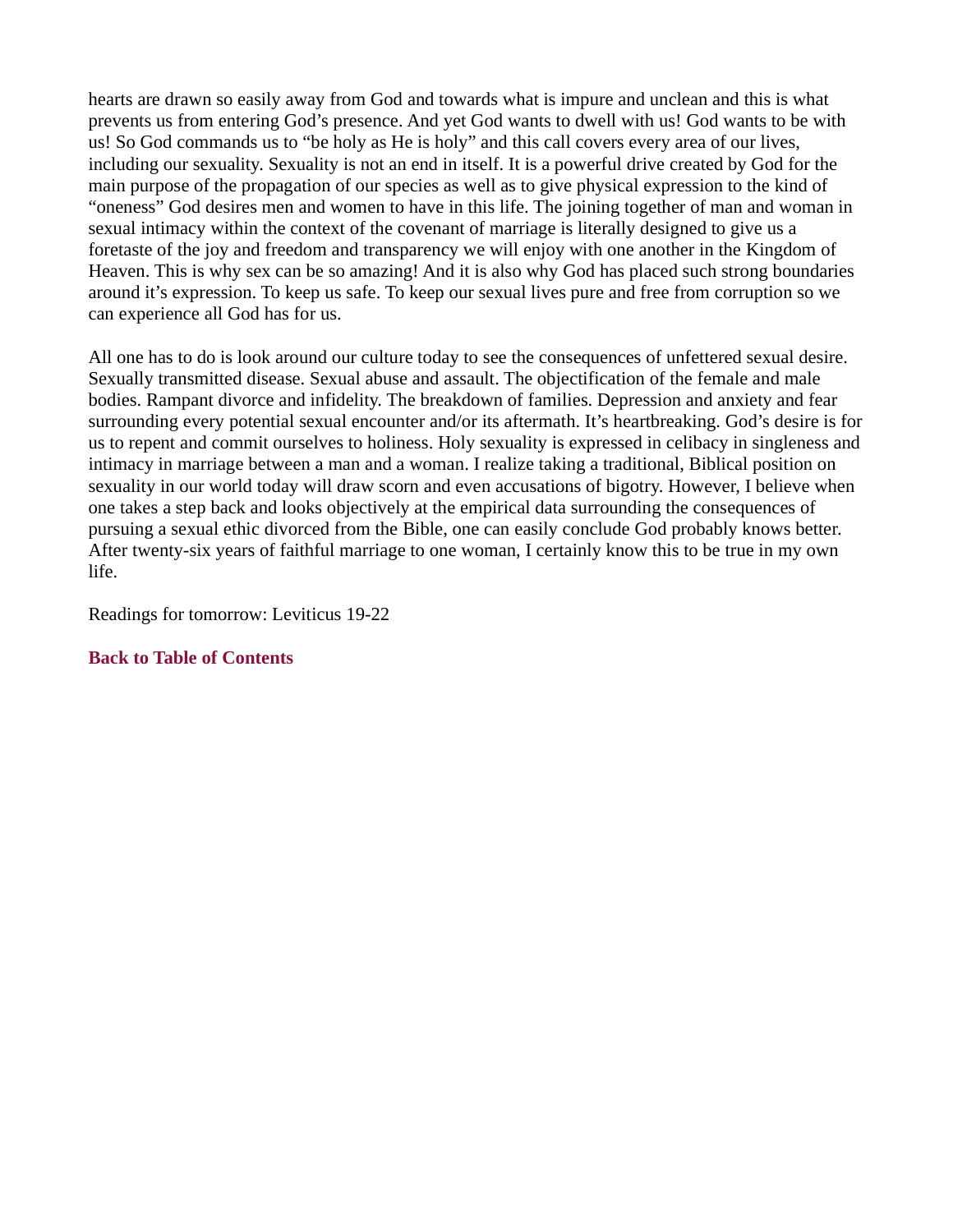hearts are drawn so easily away from God and towards what is impure and unclean and this is what prevents us from entering God's presence. And yet God wants to dwell with us! God wants to be with us! So God commands us to "be holy as He is holy" and this call covers every area of our lives, including our sexuality. Sexuality is not an end in itself. It is a powerful drive created by God for the main purpose of the propagation of our species as well as to give physical expression to the kind of "oneness" God desires men and women to have in this life. The joining together of man and woman in sexual intimacy within the context of the covenant of marriage is literally designed to give us a foretaste of the joy and freedom and transparency we will enjoy with one another in the Kingdom of Heaven. This is why sex can be so amazing! And it is also why God has placed such strong boundaries around it's expression. To keep us safe. To keep our sexual lives pure and free from corruption so we can experience all God has for us.

All one has to do is look around our culture today to see the consequences of unfettered sexual desire. Sexually transmitted disease. Sexual abuse and assault. The objectification of the female and male bodies. Rampant divorce and infidelity. The breakdown of families. Depression and anxiety and fear surrounding every potential sexual encounter and/or its aftermath. It's heartbreaking. God's desire is for us to repent and commit ourselves to holiness. Holy sexuality is expressed in celibacy in singleness and intimacy in marriage between a man and a woman. I realize taking a traditional, Biblical position on sexuality in our world today will draw scorn and even accusations of bigotry. However, I believe when one takes a step back and looks objectively at the empirical data surrounding the consequences of pursuing a sexual ethic divorced from the Bible, one can easily conclude God probably knows better. After twenty-six years of faithful marriage to one woman, I certainly know this to be true in my own life.

Readings for tomorrow: Leviticus 19-22

**Back to Table of Contents**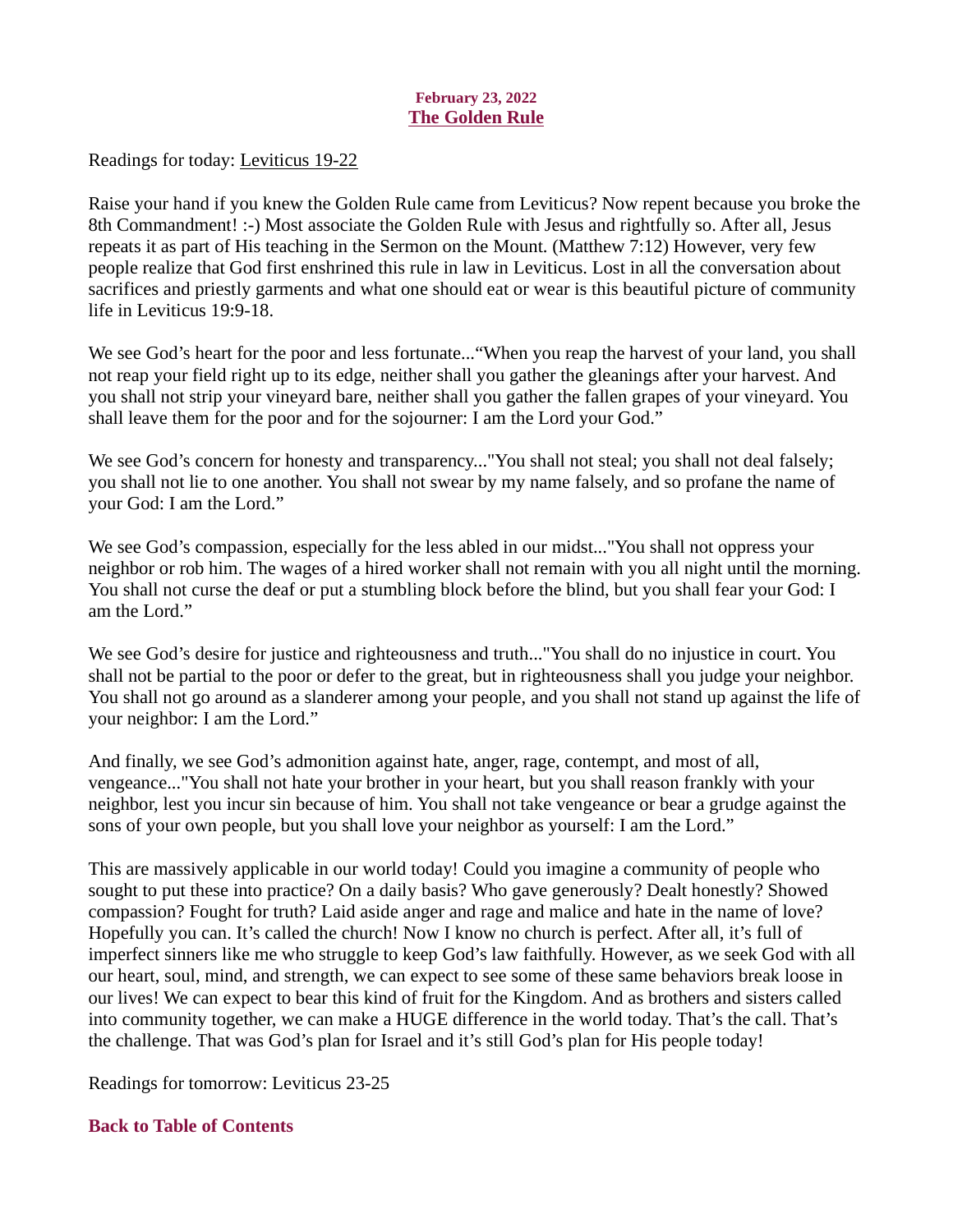**February 23, 2022**

## The Golden Rule

Readings for today: Leviticus 19-22

Raise your hand if you knew the Golden Rule came from Leviticus? Now repent because you broke the 8th Commandment! :-) Most associate the Golden Rule with Jesus and rightfully so. After all, Jesus repeats it as part of His teaching in the Sermon on the Mount. (Matthew 7:12) However, very few people realize that God first enshrined this rule in law in Leviticus. Lost in all the conversation about sacrifices and priestly garments and what one should eat or wear is this beautiful picture of community life in Leviticus 19:9-18.

We see God's heart for the poor and less fortunate...“When you reap the harvest of your land, you shall not reap your field right up to its edge, neither shall you gather the gleanings after your harvest. And you shall not strip your vineyard bare, neither shall you gather the fallen grapes of your vineyard. You shall leave them for the poor and for the sojourner: I am the Lord your God.”

We see God's concern for honesty and transparency..."You shall not steal; you shall not deal falsely; you shall not lie to one another. You shall not swear by my name falsely, and so profane the name of your God: I am the Lord.”

We see God's compassion, especially for the less abled in our midst..."You shall not oppress your neighbor or rob him. The wages of a hired worker shall not remain with you all night until the morning. You shall not curse the deaf or put a stumbling block before the blind, but you shall fear your God: I am the Lord.”

We see God's desire for justice and righteousness and truth..."You shall do no injustice in court. You shall not be partial to the poor or defer to the great, but in righteousness shall you judge your neighbor. You shall not go around as a slanderer among your people, and you shall not stand up against the life of your neighbor: I am the Lord.”

And finally, we see God's admonition against hate, anger, rage, contempt, and most of all, vengeance..."You shall not hate your brother in your heart, but you shall reason frankly with your neighbor, lest you incur sin because of him. You shall not take vengeance or bear a grudge against the sons of your own people, but you shall love your neighbor as yourself: I am the Lord.”

This are massively applicable in our world today! Could you imagine a community of people who sought to put these into practice? On a daily basis? Who gave generously? Dealt honestly? Showed compassion? Fought for truth? Laid aside anger and rage and malice and hate in the name of love? Hopefully you can. It's called the church! Now I know no church is perfect. After all, it's full of imperfect sinners like me who struggle to keep God's law faithfully. However, as we seek God with all our heart, soul, mind, and strength, we can expect to see some of these same behaviors break loose in our lives! We can expect to bear this kind of fruit for the Kingdom. And as brothers and sisters called into community together, we can make a HUGE difference in the world today. That's the call. That's the challenge. That was God's plan for Israel and it's still God's plan for His people today!

Readings for tomorrow: Leviticus 23-25

**Back to Table of Contents**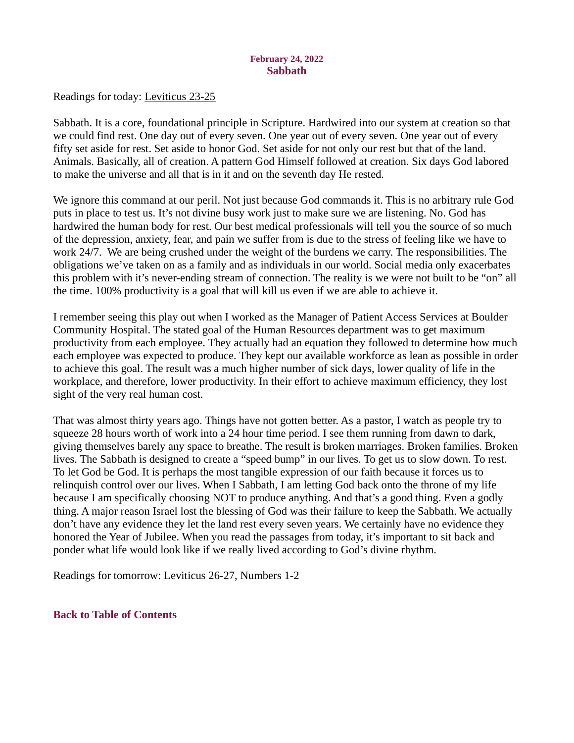**February 24, 2022**

## Sabbath

Readings for today: Leviticus 23-25

Sabbath. It is a core, foundational principle in Scripture. Hardwired into our system at creation so that we could find rest. One day out of every seven. One year out of every seven. One year out of every fifty set aside for rest. Set aside to honor God. Set aside for not only our rest but that of the land. Animals. Basically, all of creation. A pattern God Himself followed at creation. Six days God labored to make the universe and all that is in it and on the seventh day He rested.

We ignore this command at our peril. Not just because God commands it. This is no arbitrary rule God puts in place to test us. It's not divine busy work just to make sure we are listening. No. God has hardwired the human body for rest. Our best medical professionals will tell you the source of so much of the depression, anxiety, fear, and pain we suffer from is due to the stress of feeling like we have to work 24/7. We are being crushed under the weight of the burdens we carry. The responsibilities. The obligations we've taken on as a family and as individuals in our world. Social media only exacerbates this problem with it's never-ending stream of connection. The reality is we were not built to be "on" all the time. 100% productivity is a goal that will kill us even if we are able to achieve it.

I remember seeing this play out when I worked as the Manager of Patient Access Services at Boulder Community Hospital. The stated goal of the Human Resources department was to get maximum productivity from each employee. They actually had an equation they followed to determine how much each employee was expected to produce. They kept our available workforce as lean as possible in order to achieve this goal. The result was a much higher number of sick days, lower quality of life in the workplace, and therefore, lower productivity. In their effort to achieve maximum efficiency, they lost sight of the very real human cost.

That was almost thirty years ago. Things have not gotten better. As a pastor, I watch as people try to squeeze 28 hours worth of work into a 24 hour time period. I see them running from dawn to dark, giving themselves barely any space to breathe. The result is broken marriages. Broken families. Broken lives. The Sabbath is designed to create a "speed bump" in our lives. To get us to slow down. To rest. To let God be God. It is perhaps the most tangible expression of our faith because it forces us to relinquish control over our lives. When I Sabbath, I am letting God back onto the throne of my life because I am specifically choosing NOT to produce anything. And that's a good thing. Even a godly thing. A major reason Israel lost the blessing of God was their failure to keep the Sabbath. We actually don't have any evidence they let the land rest every seven years. We certainly have no evidence they honored the Year of Jubilee. When you read the passages from today, it's important to sit back and ponder what life would look like if we really lived according to God's divine rhythm.

Readings for tomorrow: Leviticus 26-27, Numbers 1-2

**Back to Table of Contents**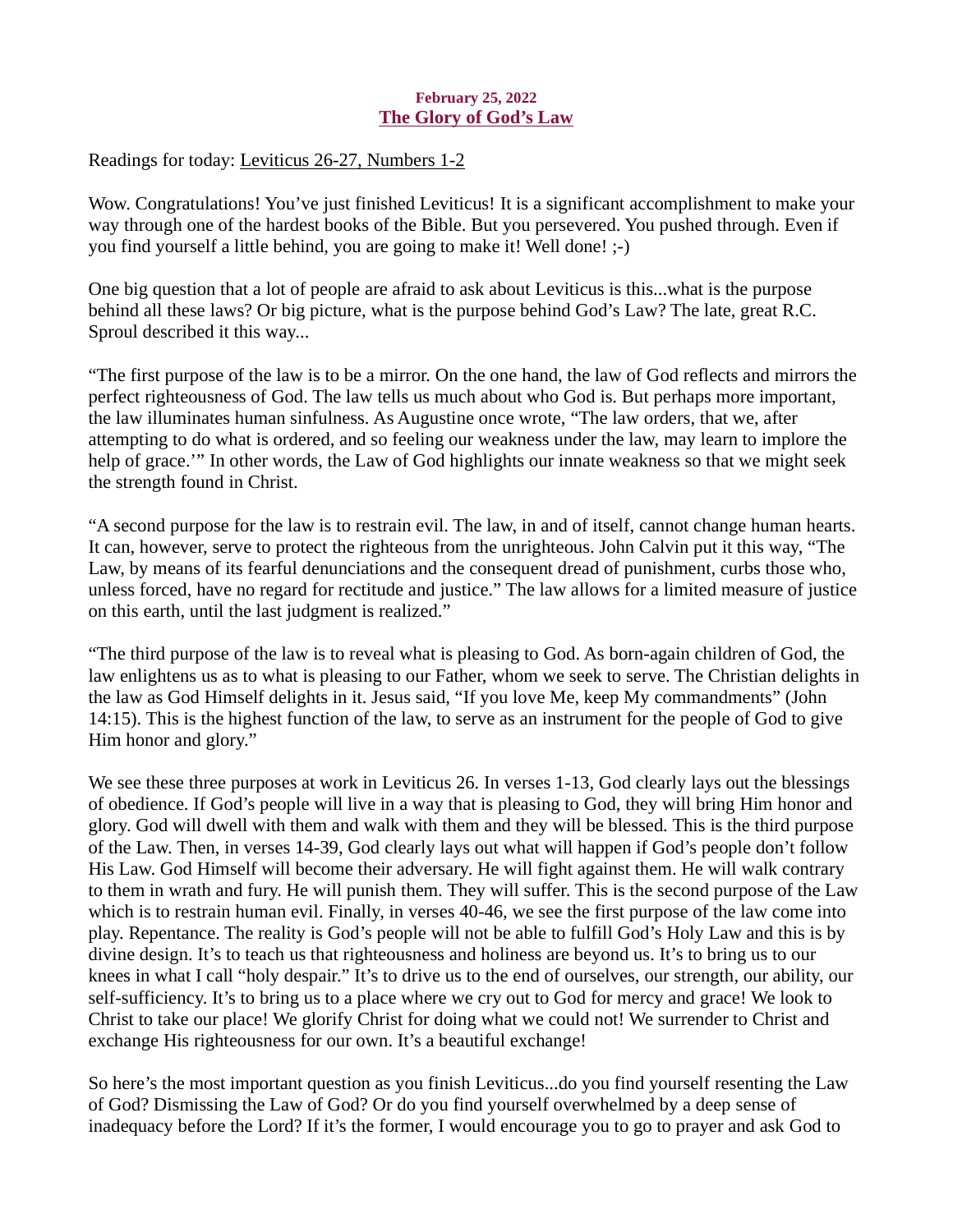**February 25, 2022**
**[The Glory of God's Law]**

Readings for today: Leviticus 26-27, Numbers 1-2

Wow. Congratulations! You've just finished Leviticus! It is a significant accomplishment to make your way through one of the hardest books of the Bible. But you persevered. You pushed through. Even if you find yourself a little behind, you are going to make it! Well done! ;-)

One big question that a lot of people are afraid to ask about Leviticus is this...what is the purpose behind all these laws? Or big picture, what is the purpose behind God's Law? The late, great R.C. Sproul described it this way...

"The first purpose of the law is to be a mirror. On the one hand, the law of God reflects and mirrors the perfect righteousness of God. The law tells us much about who God is. But perhaps more important, the law illuminates human sinfulness. As Augustine once wrote, "The law orders, that we, after attempting to do what is ordered, and so feeling our weakness under the law, may learn to implore the help of grace.'" In other words, the Law of God highlights our innate weakness so that we might seek the strength found in Christ.

"A second purpose for the law is to restrain evil. The law, in and of itself, cannot change human hearts. It can, however, serve to protect the righteous from the unrighteous. John Calvin put it this way, "The Law, by means of its fearful denunciations and the consequent dread of punishment, curbs those who, unless forced, have no regard for rectitude and justice." The law allows for a limited measure of justice on this earth, until the last judgment is realized."

"The third purpose of the law is to reveal what is pleasing to God. As born-again children of God, the law enlightens us as to what is pleasing to our Father, whom we seek to serve. The Christian delights in the law as God Himself delights in it. Jesus said, "If you love Me, keep My commandments" (John 14:15). This is the highest function of the law, to serve as an instrument for the people of God to give Him honor and glory."

We see these three purposes at work in Leviticus 26. In verses 1-13, God clearly lays out the blessings of obedience. If God's people will live in a way that is pleasing to God, they will bring Him honor and glory. God will dwell with them and walk with them and they will be blessed. This is the third purpose of the Law. Then, in verses 14-39, God clearly lays out what will happen if God's people don't follow His Law. God Himself will become their adversary. He will fight against them. He will walk contrary to them in wrath and fury. He will punish them. They will suffer. This is the second purpose of the Law which is to restrain human evil. Finally, in verses 40-46, we see the first purpose of the law come into play. Repentance. The reality is God's people will not be able to fulfill God's Holy Law and this is by divine design. It's to teach us that righteousness and holiness are beyond us. It's to bring us to our knees in what I call "holy despair." It's to drive us to the end of ourselves, our strength, our ability, our self-sufficiency. It's to bring us to a place where we cry out to God for mercy and grace! We look to Christ to take our place! We glorify Christ for doing what we could not! We surrender to Christ and exchange His righteousness for our own. It's a beautiful exchange!

So here's the most important question as you finish Leviticus...do you find yourself resenting the Law of God? Dismissing the Law of God? Or do you find yourself overwhelmed by a deep sense of inadequacy before the Lord? If it's the former, I would encourage you to go to prayer and ask God to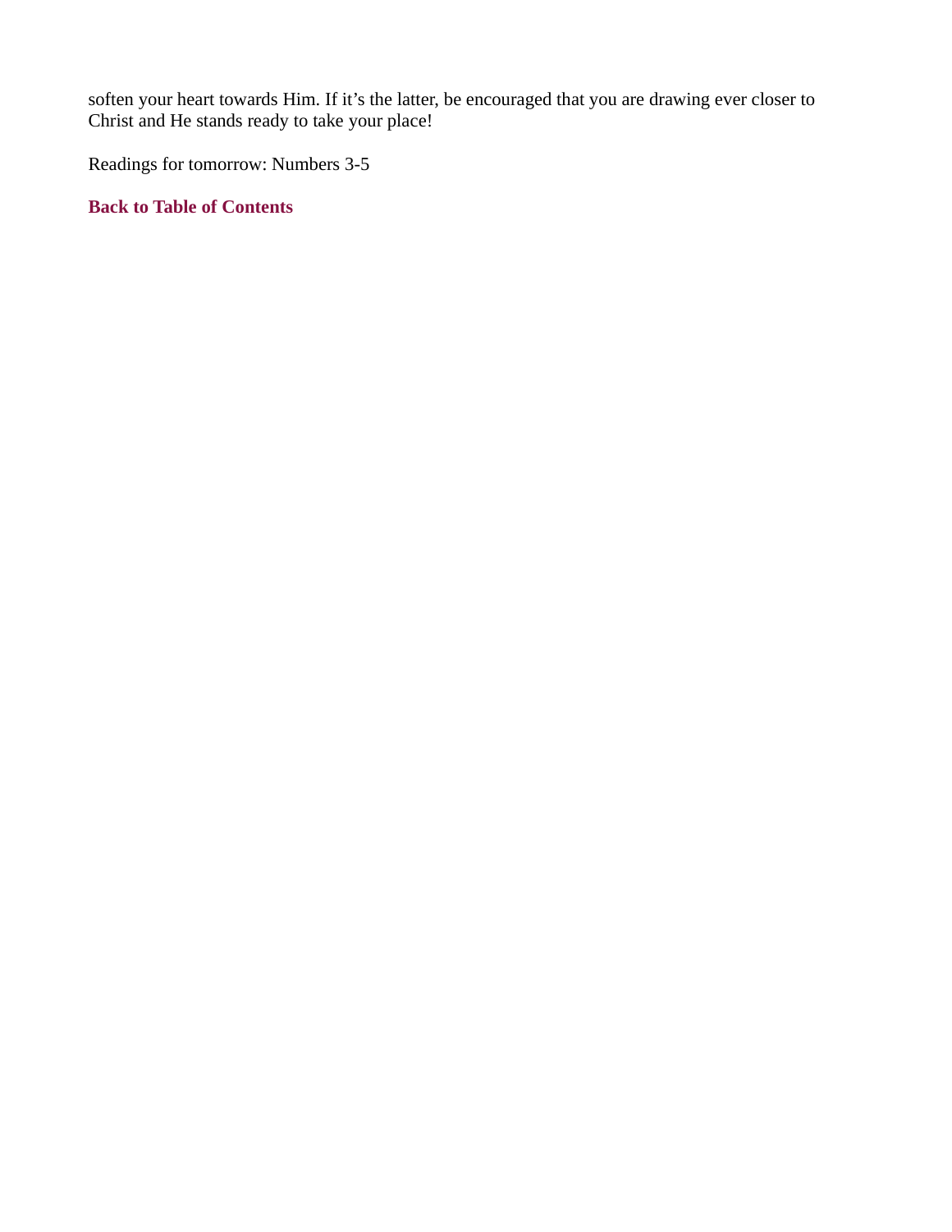soften your heart towards Him. If it's the latter, be encouraged that you are drawing ever closer to Christ and He stands ready to take your place!

Readings for tomorrow: Numbers 3-5

**Back to Table of Contents**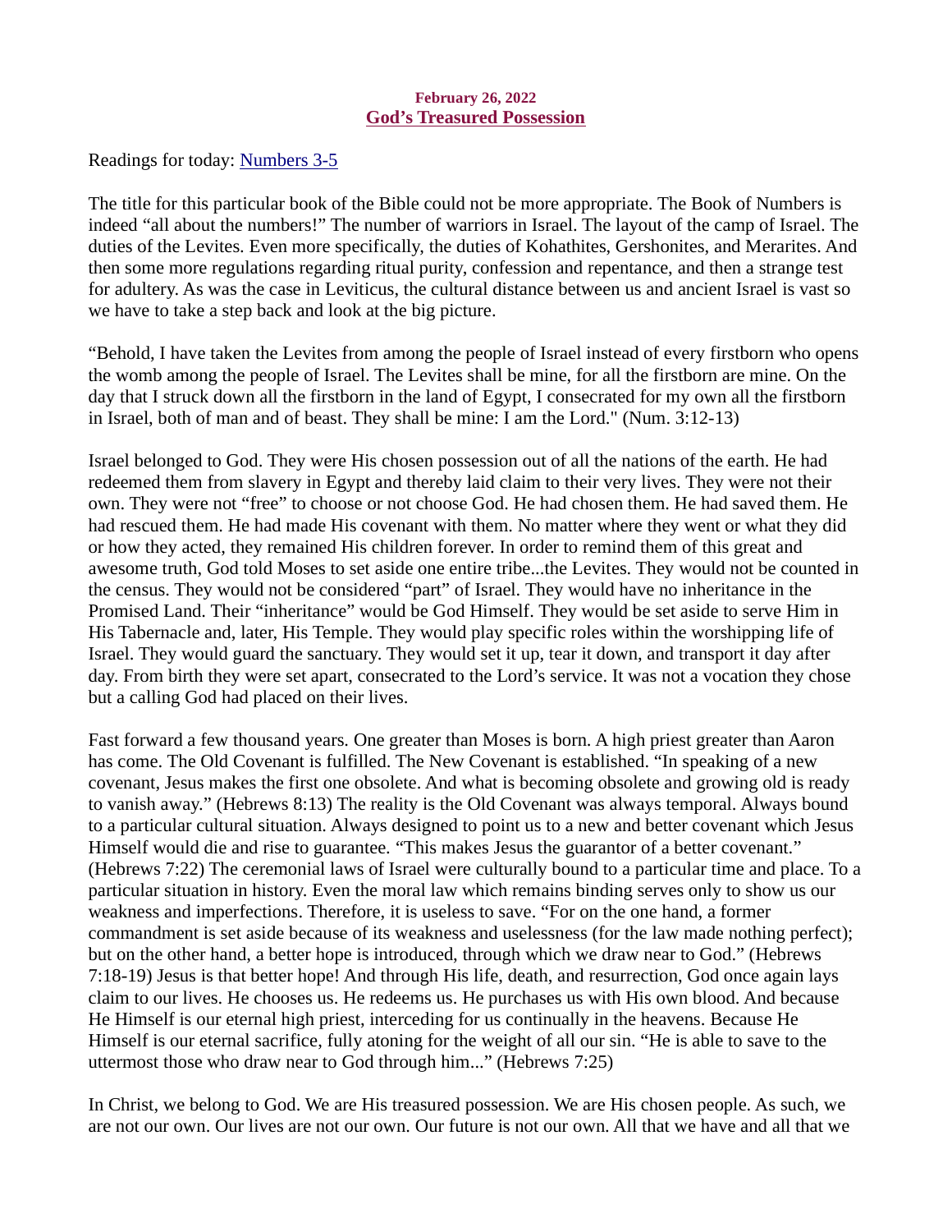**February 26, 2022**

## God's Treasured Possession

Readings for today: [Numbers 3-5]

The title for this particular book of the Bible could not be more appropriate. The Book of Numbers is indeed "all about the numbers!" The number of warriors in Israel. The layout of the camp of Israel. The duties of the Levites. Even more specifically, the duties of Kohathites, Gershonites, and Merarites. And then some more regulations regarding ritual purity, confession and repentance, and then a strange test for adultery. As was the case in Leviticus, the cultural distance between us and ancient Israel is vast so we have to take a step back and look at the big picture.

"Behold, I have taken the Levites from among the people of Israel instead of every firstborn who opens the womb among the people of Israel. The Levites shall be mine, for all the firstborn are mine. On the day that I struck down all the firstborn in the land of Egypt, I consecrated for my own all the firstborn in Israel, both of man and of beast. They shall be mine: I am the Lord." (Num. 3:12-13)

Israel belonged to God. They were His chosen possession out of all the nations of the earth. He had redeemed them from slavery in Egypt and thereby laid claim to their very lives. They were not their own. They were not "free" to choose or not choose God. He had chosen them. He had saved them. He had rescued them. He had made His covenant with them. No matter where they went or what they did or how they acted, they remained His children forever. In order to remind them of this great and awesome truth, God told Moses to set aside one entire tribe...the Levites. They would not be counted in the census. They would not be considered "part" of Israel. They would have no inheritance in the Promised Land. Their "inheritance" would be God Himself. They would be set aside to serve Him in His Tabernacle and, later, His Temple. They would play specific roles within the worshipping life of Israel. They would guard the sanctuary. They would set it up, tear it down, and transport it day after day. From birth they were set apart, consecrated to the Lord's service. It was not a vocation they chose but a calling God had placed on their lives.

Fast forward a few thousand years. One greater than Moses is born. A high priest greater than Aaron has come. The Old Covenant is fulfilled. The New Covenant is established. "In speaking of a new covenant, Jesus makes the first one obsolete. And what is becoming obsolete and growing old is ready to vanish away." (Hebrews 8:13) The reality is the Old Covenant was always temporal. Always bound to a particular cultural situation. Always designed to point us to a new and better covenant which Jesus Himself would die and rise to guarantee. "This makes Jesus the guarantor of a better covenant." (Hebrews 7:22) The ceremonial laws of Israel were culturally bound to a particular time and place. To a particular situation in history. Even the moral law which remains binding serves only to show us our weakness and imperfections. Therefore, it is useless to save. "For on the one hand, a former commandment is set aside because of its weakness and uselessness (for the law made nothing perfect); but on the other hand, a better hope is introduced, through which we draw near to God." (Hebrews 7:18-19) Jesus is that better hope! And through His life, death, and resurrection, God once again lays claim to our lives. He chooses us. He redeems us. He purchases us with His own blood. And because He Himself is our eternal high priest, interceding for us continually in the heavens. Because He Himself is our eternal sacrifice, fully atoning for the weight of all our sin. "He is able to save to the uttermost those who draw near to God through him..." (Hebrews 7:25)

In Christ, we belong to God. We are His treasured possession. We are His chosen people. As such, we are not our own. Our lives are not our own. Our future is not our own. All that we have and all that we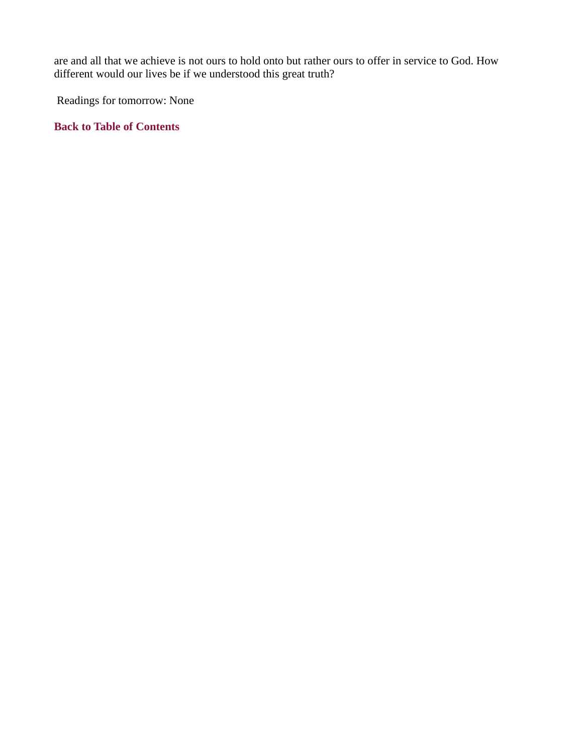are and all that we achieve is not ours to hold onto but rather ours to offer in service to God. How different would our lives be if we understood this great truth?

Readings for tomorrow: None

**Back to Table of Contents**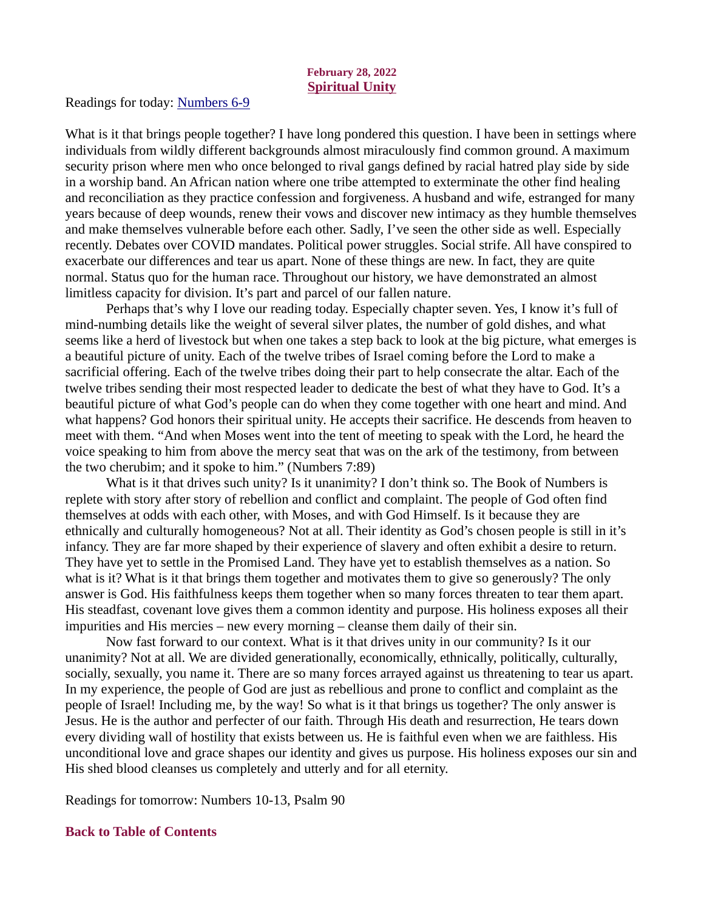**February 28, 2022**
## Spiritual Unity

Readings for today: [Numbers 6-9]

What is it that brings people together? I have long pondered this question. I have been in settings where individuals from wildly different backgrounds almost miraculously find common ground. A maximum security prison where men who once belonged to rival gangs defined by racial hatred play side by side in a worship band. An African nation where one tribe attempted to exterminate the other find healing and reconciliation as they practice confession and forgiveness. A husband and wife, estranged for many years because of deep wounds, renew their vows and discover new intimacy as they humble themselves and make themselves vulnerable before each other. Sadly, I've seen the other side as well. Especially recently. Debates over COVID mandates. Political power struggles. Social strife. All have conspired to exacerbate our differences and tear us apart. None of these things are new. In fact, they are quite normal. Status quo for the human race. Throughout our history, we have demonstrated an almost limitless capacity for division. It's part and parcel of our fallen nature.

Perhaps that's why I love our reading today. Especially chapter seven. Yes, I know it's full of mind-numbing details like the weight of several silver plates, the number of gold dishes, and what seems like a herd of livestock but when one takes a step back to look at the big picture, what emerges is a beautiful picture of unity. Each of the twelve tribes of Israel coming before the Lord to make a sacrificial offering. Each of the twelve tribes doing their part to help consecrate the altar. Each of the twelve tribes sending their most respected leader to dedicate the best of what they have to God. It's a beautiful picture of what God's people can do when they come together with one heart and mind. And what happens? God honors their spiritual unity. He accepts their sacrifice. He descends from heaven to meet with them. "And when Moses went into the tent of meeting to speak with the Lord, he heard the voice speaking to him from above the mercy seat that was on the ark of the testimony, from between the two cherubim; and it spoke to him." (Numbers 7:89)

What is it that drives such unity? Is it unanimity? I don't think so. The Book of Numbers is replete with story after story of rebellion and conflict and complaint. The people of God often find themselves at odds with each other, with Moses, and with God Himself. Is it because they are ethnically and culturally homogeneous? Not at all. Their identity as God's chosen people is still in it's infancy. They are far more shaped by their experience of slavery and often exhibit a desire to return. They have yet to settle in the Promised Land. They have yet to establish themselves as a nation. So what is it? What is it that brings them together and motivates them to give so generously? The only answer is God. His faithfulness keeps them together when so many forces threaten to tear them apart. His steadfast, covenant love gives them a common identity and purpose. His holiness exposes all their impurities and His mercies – new every morning – cleanse them daily of their sin.

Now fast forward to our context. What is it that drives unity in our community? Is it our unanimity? Not at all. We are divided generationally, economically, ethnically, politically, culturally, socially, sexually, you name it. There are so many forces arrayed against us threatening to tear us apart. In my experience, the people of God are just as rebellious and prone to conflict and complaint as the people of Israel! Including me, by the way! So what is it that brings us together? The only answer is Jesus. He is the author and perfecter of our faith. Through His death and resurrection, He tears down every dividing wall of hostility that exists between us. He is faithful even when we are faithless. His unconditional love and grace shapes our identity and gives us purpose. His holiness exposes our sin and His shed blood cleanses us completely and utterly and for all eternity.

Readings for tomorrow: Numbers 10-13, Psalm 90

**Back to Table of Contents**